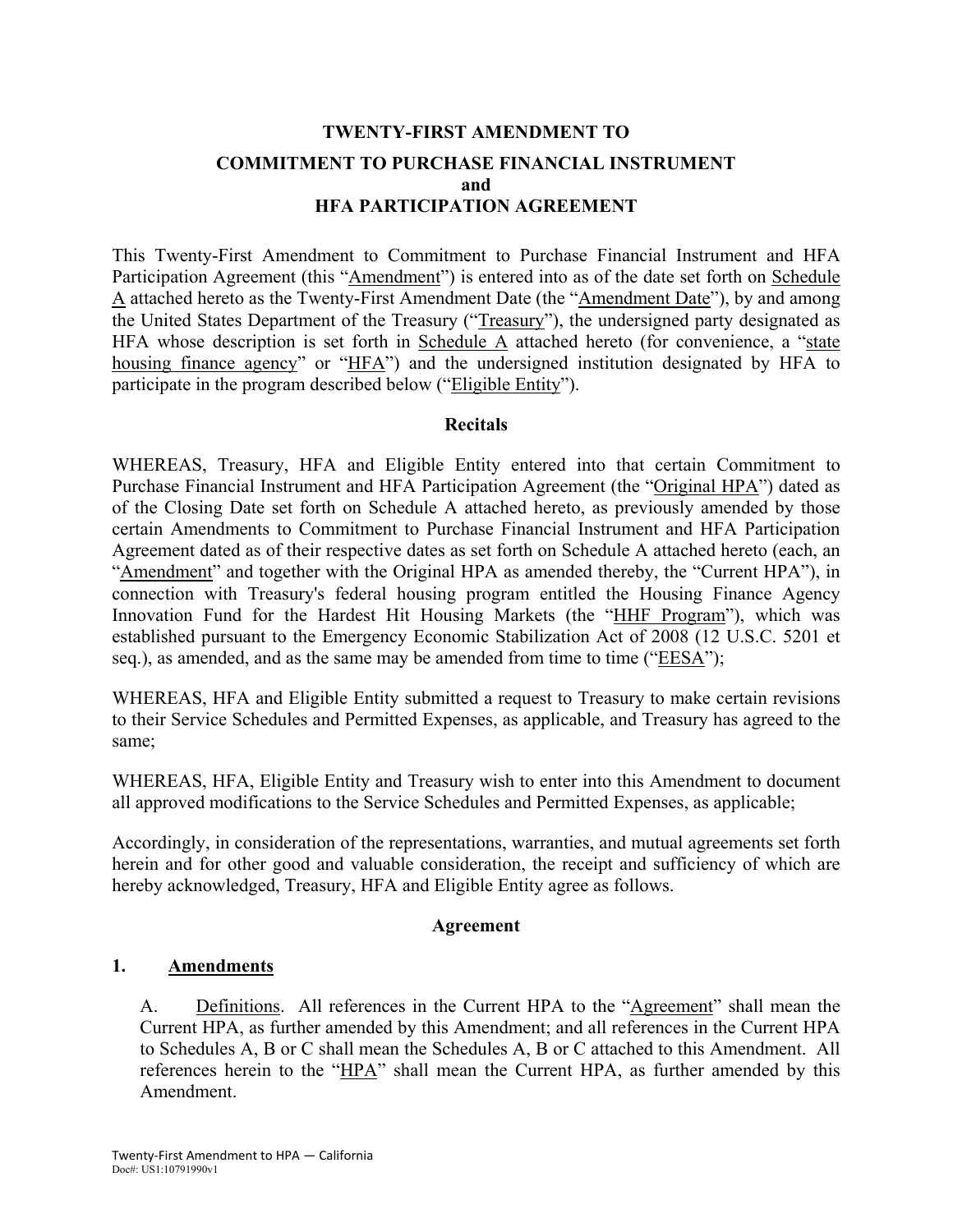# TWENTY-FIRST AMENDMENT TO
# COMMITMENT TO PURCHASE FINANCIAL INSTRUMENT
# and
# HFA PARTICIPATION AGREEMENT

This Twenty-First Amendment to Commitment to Purchase Financial Instrument and HFA Participation Agreement (this "Amendment") is entered into as of the date set forth on Schedule A attached hereto as the Twenty-First Amendment Date (the "Amendment Date"), by and among the United States Department of the Treasury ("Treasury"), the undersigned party designated as HFA whose description is set forth in Schedule A attached hereto (for convenience, a "state housing finance agency" or "HFA") and the undersigned institution designated by HFA to participate in the program described below ("Eligible Entity").

## Recitals

WHEREAS, Treasury, HFA and Eligible Entity entered into that certain Commitment to Purchase Financial Instrument and HFA Participation Agreement (the "Original HPA") dated as of the Closing Date set forth on Schedule A attached hereto, as previously amended by those certain Amendments to Commitment to Purchase Financial Instrument and HFA Participation Agreement dated as of their respective dates as set forth on Schedule A attached hereto (each, an "Amendment" and together with the Original HPA as amended thereby, the "Current HPA"), in connection with Treasury's federal housing program entitled the Housing Finance Agency Innovation Fund for the Hardest Hit Housing Markets (the "HHF Program"), which was established pursuant to the Emergency Economic Stabilization Act of 2008 (12 U.S.C. 5201 et seq.), as amended, and as the same may be amended from time to time ("EESA");

WHEREAS, HFA and Eligible Entity submitted a request to Treasury to make certain revisions to their Service Schedules and Permitted Expenses, as applicable, and Treasury has agreed to the same;

WHEREAS, HFA, Eligible Entity and Treasury wish to enter into this Amendment to document all approved modifications to the Service Schedules and Permitted Expenses, as applicable;

Accordingly, in consideration of the representations, warranties, and mutual agreements set forth herein and for other good and valuable consideration, the receipt and sufficiency of which are hereby acknowledged, Treasury, HFA and Eligible Entity agree as follows.

## Agreement

### 1. Amendments

A. Definitions. All references in the Current HPA to the "Agreement" shall mean the Current HPA, as further amended by this Amendment; and all references in the Current HPA to Schedules A, B or C shall mean the Schedules A, B or C attached to this Amendment. All references herein to the "HPA" shall mean the Current HPA, as further amended by this Amendment.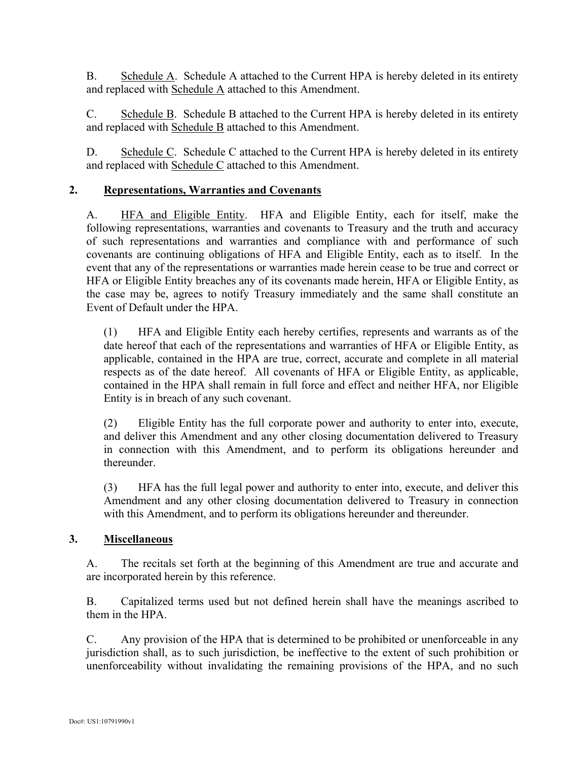B. Schedule A. Schedule A attached to the Current HPA is hereby deleted in its entirety and replaced with Schedule A attached to this Amendment.

C. Schedule B. Schedule B attached to the Current HPA is hereby deleted in its entirety and replaced with Schedule B attached to this Amendment.

D. Schedule C. Schedule C attached to the Current HPA is hereby deleted in its entirety and replaced with Schedule C attached to this Amendment.

## 2. Representations, Warranties and Covenants

A. HFA and Eligible Entity. HFA and Eligible Entity, each for itself, make the following representations, warranties and covenants to Treasury and the truth and accuracy of such representations and warranties and compliance with and performance of such covenants are continuing obligations of HFA and Eligible Entity, each as to itself. In the event that any of the representations or warranties made herein cease to be true and correct or HFA or Eligible Entity breaches any of its covenants made herein, HFA or Eligible Entity, as the case may be, agrees to notify Treasury immediately and the same shall constitute an Event of Default under the HPA.

(1) HFA and Eligible Entity each hereby certifies, represents and warrants as of the date hereof that each of the representations and warranties of HFA or Eligible Entity, as applicable, contained in the HPA are true, correct, accurate and complete in all material respects as of the date hereof. All covenants of HFA or Eligible Entity, as applicable, contained in the HPA shall remain in full force and effect and neither HFA, nor Eligible Entity is in breach of any such covenant.

(2) Eligible Entity has the full corporate power and authority to enter into, execute, and deliver this Amendment and any other closing documentation delivered to Treasury in connection with this Amendment, and to perform its obligations hereunder and thereunder.

(3) HFA has the full legal power and authority to enter into, execute, and deliver this Amendment and any other closing documentation delivered to Treasury in connection with this Amendment, and to perform its obligations hereunder and thereunder.

## 3. Miscellaneous

A. The recitals set forth at the beginning of this Amendment are true and accurate and are incorporated herein by this reference.

B. Capitalized terms used but not defined herein shall have the meanings ascribed to them in the HPA.

C. Any provision of the HPA that is determined to be prohibited or unenforceable in any jurisdiction shall, as to such jurisdiction, be ineffective to the extent of such prohibition or unenforceability without invalidating the remaining provisions of the HPA, and no such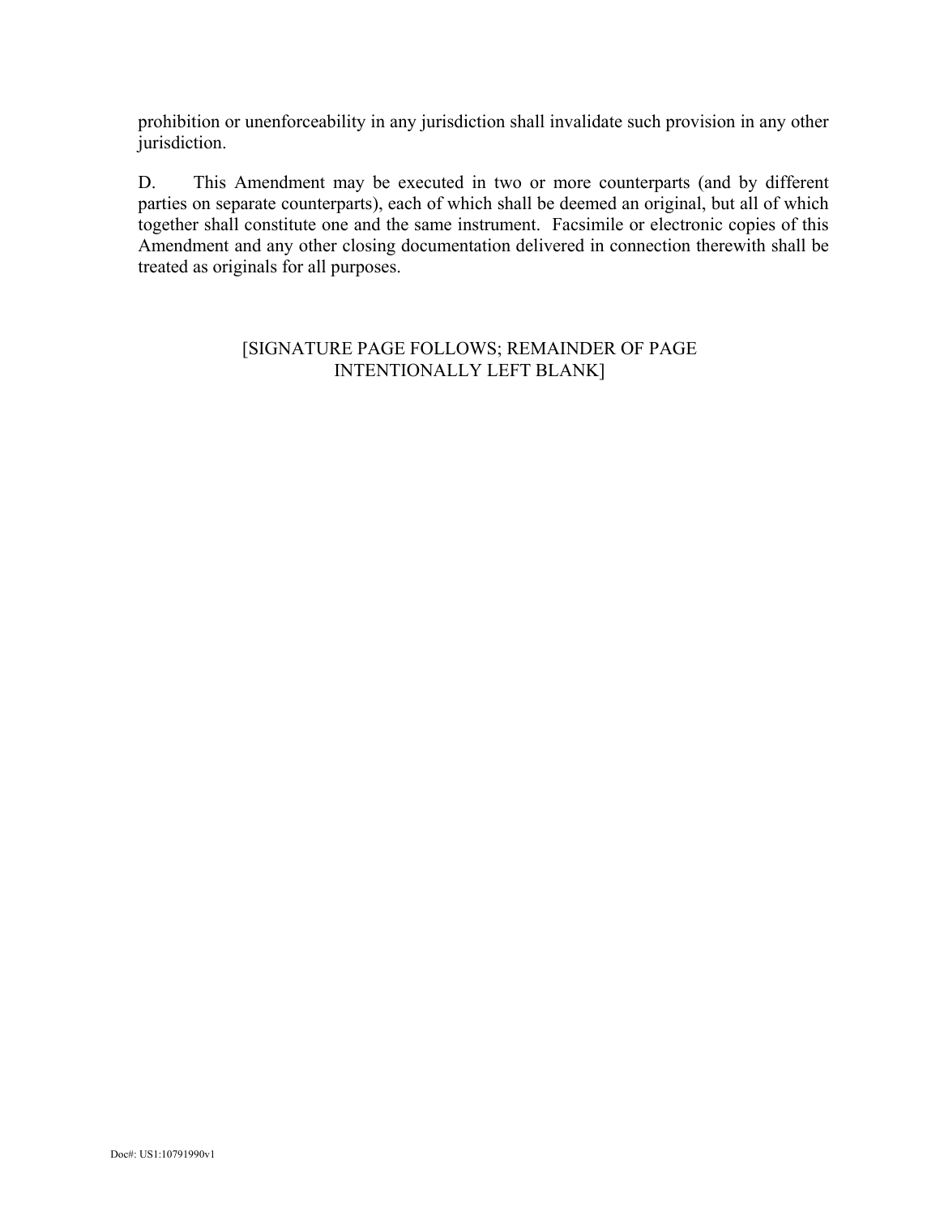prohibition or unenforceability in any jurisdiction shall invalidate such provision in any other jurisdiction.

D. This Amendment may be executed in two or more counterparts (and by different parties on separate counterparts), each of which shall be deemed an original, but all of which together shall constitute one and the same instrument. Facsimile or electronic copies of this Amendment and any other closing documentation delivered in connection therewith shall be treated as originals for all purposes.

[SIGNATURE PAGE FOLLOWS; REMAINDER OF PAGE INTENTIONALLY LEFT BLANK]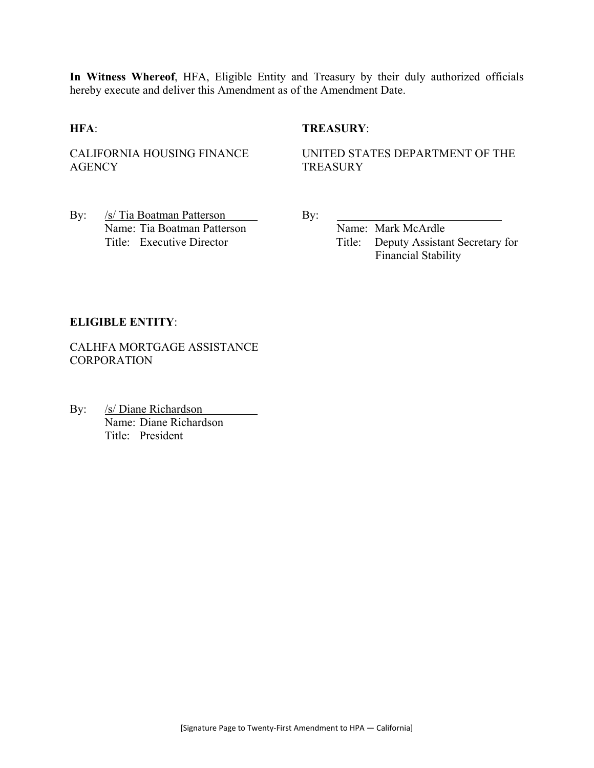**In Witness Whereof**, HFA, Eligible Entity and Treasury by their duly authorized officials hereby execute and deliver this Amendment as of the Amendment Date.

**HFA**:

CALIFORNIA HOUSING FINANCE AGENCY

By: /s/ Tia Boatman Patterson
Name: Tia Boatman Patterson
Title: Executive Director

**TREASURY**:

UNITED STATES DEPARTMENT OF THE TREASURY

By: ____________________________
Name: Mark McArdle
Title: Deputy Assistant Secretary for Financial Stability

**ELIGIBLE ENTITY**:

CALHFA MORTGAGE ASSISTANCE CORPORATION

By: /s/ Diane Richardson
Name: Diane Richardson
Title: President

[Signature Page to Twenty-First Amendment to HPA — California]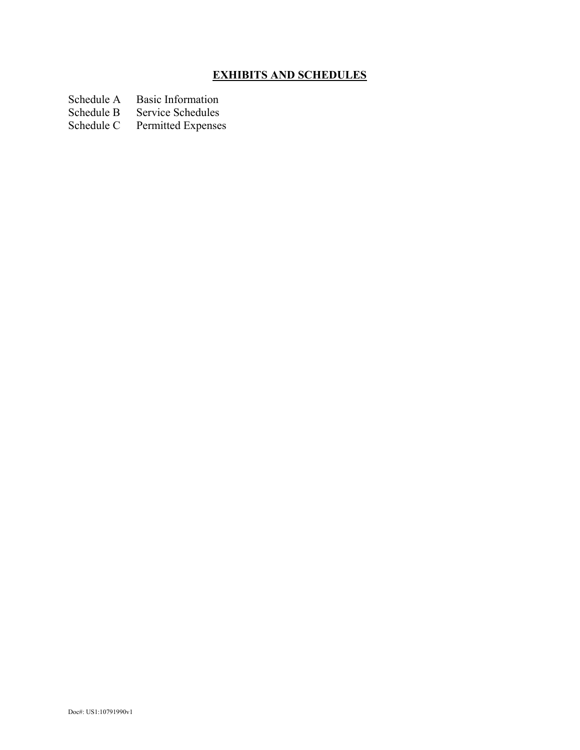## **EXHIBITS AND SCHEDULES**

| | |
|---|---|
| Schedule A | Basic Information |
| Schedule B | Service Schedules |
| Schedule C | Permitted Expenses |

Doc#: US1:10791990v1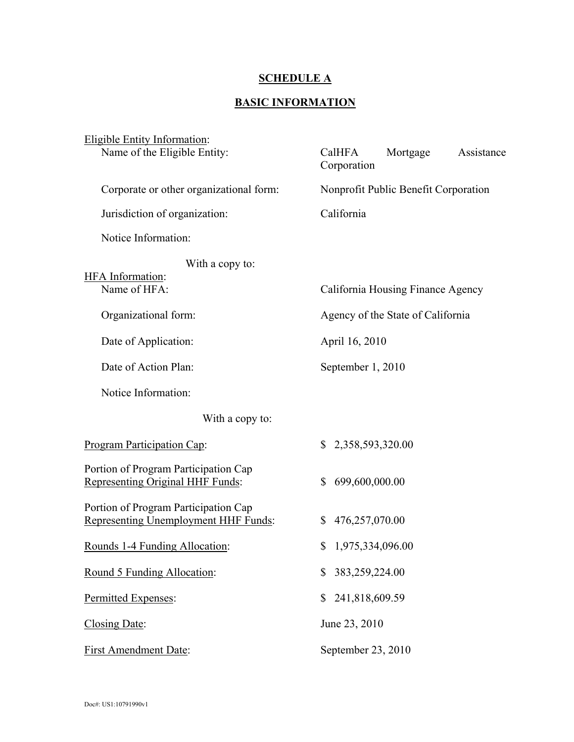# SCHEDULE A

## BASIC INFORMATION

Eligible Entity Information:

| | |
|---|---|
| Name of the Eligible Entity: | CalHFA Mortgage Assistance Corporation |
| Corporate or other organizational form: | Nonprofit Public Benefit Corporation |
| Jurisdiction of organization: | California |
| Notice Information: | |
| With a copy to: | |

HFA Information:

| | |
|---|---|
| Name of HFA: | California Housing Finance Agency |
| Organizational form: | Agency of the State of California |
| Date of Application: | April 16, 2010 |
| Date of Action Plan: | September 1, 2010 |
| Notice Information: | |
| With a copy to: | |

| | |
|---|---|
| Program Participation Cap: | $ 2,358,593,320.00 |
| Portion of Program Participation Cap Representing Original HHF Funds: | $ 699,600,000.00 |
| Portion of Program Participation Cap Representing Unemployment HHF Funds: | $ 476,257,070.00 |
| Rounds 1-4 Funding Allocation: | $ 1,975,334,096.00 |
| Round 5 Funding Allocation: | $ 383,259,224.00 |
| Permitted Expenses: | $ 241,818,609.59 |
| Closing Date: | June 23, 2010 |
| First Amendment Date: | September 23, 2010 |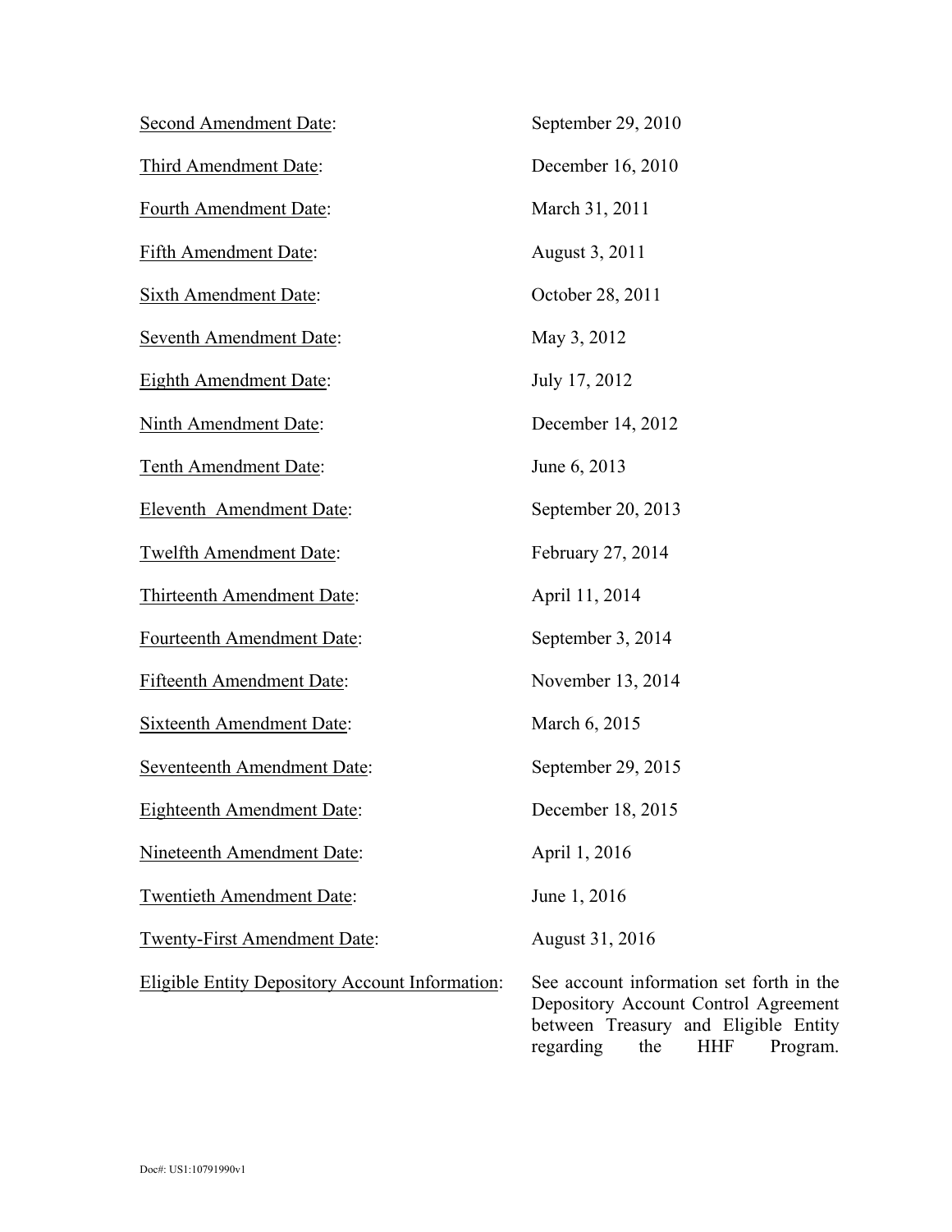| | |
|---|---|
| Second Amendment Date: | September 29, 2010 |
| Third Amendment Date: | December 16, 2010 |
| Fourth Amendment Date: | March 31, 2011 |
| Fifth Amendment Date: | August 3, 2011 |
| Sixth Amendment Date: | October 28, 2011 |
| Seventh Amendment Date: | May 3, 2012 |
| Eighth Amendment Date: | July 17, 2012 |
| Ninth Amendment Date: | December 14, 2012 |
| Tenth Amendment Date: | June 6, 2013 |
| Eleventh Amendment Date: | September 20, 2013 |
| Twelfth Amendment Date: | February 27, 2014 |
| Thirteenth Amendment Date: | April 11, 2014 |
| Fourteenth Amendment Date: | September 3, 2014 |
| Fifteenth Amendment Date: | November 13, 2014 |
| Sixteenth Amendment Date: | March 6, 2015 |
| Seventeenth Amendment Date: | September 29, 2015 |
| Eighteenth Amendment Date: | December 18, 2015 |
| Nineteenth Amendment Date: | April 1, 2016 |
| Twentieth Amendment Date: | June 1, 2016 |
| Twenty-First Amendment Date: | August 31, 2016 |
| Eligible Entity Depository Account Information: | See account information set forth in the Depository Account Control Agreement between Treasury and Eligible Entity regarding the HHF Program. |

Doc#: US1:10791990v1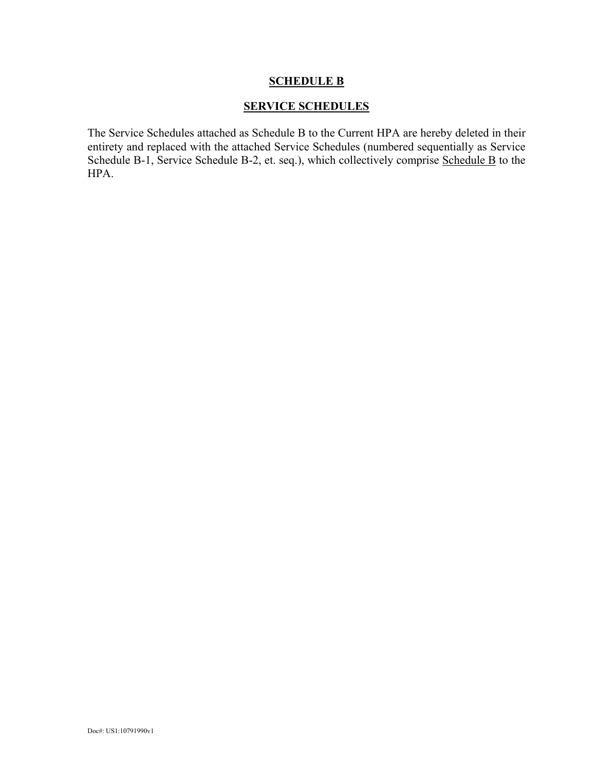# **SCHEDULE B**

## **SERVICE SCHEDULES**

The Service Schedules attached as Schedule B to the Current HPA are hereby deleted in their entirety and replaced with the attached Service Schedules (numbered sequentially as Service Schedule B-1, Service Schedule B-2, et. seq.), which collectively comprise Schedule B to the HPA.

Doc#: US1:10791990v1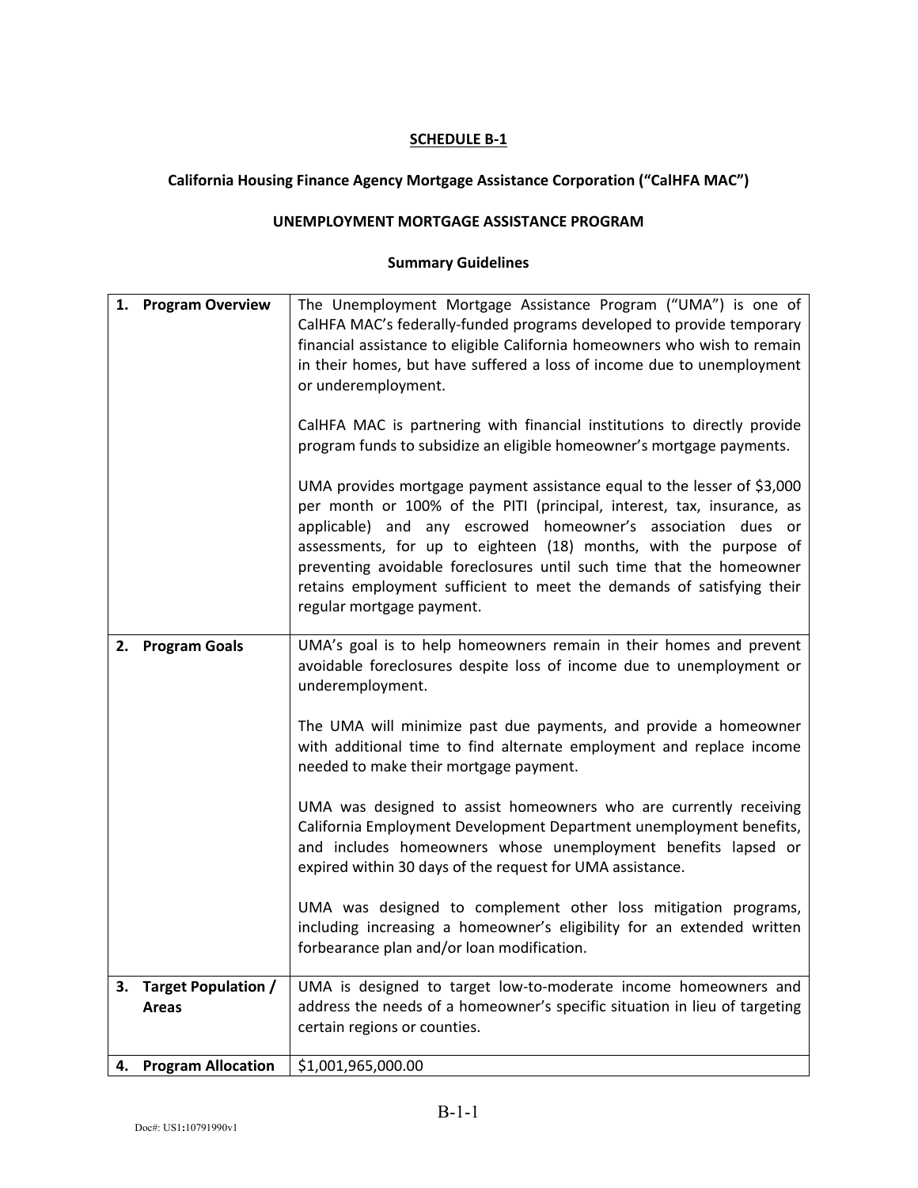**SCHEDULE B-1**

**California Housing Finance Agency Mortgage Assistance Corporation ("CalHFA MAC")**

**UNEMPLOYMENT MORTGAGE ASSISTANCE PROGRAM**

**Summary Guidelines**

| | |
|---|---|
| **1. Program Overview** | The Unemployment Mortgage Assistance Program ("UMA") is one of CalHFA MAC's federally-funded programs developed to provide temporary financial assistance to eligible California homeowners who wish to remain in their homes, but have suffered a loss of income due to unemployment or underemployment.<br><br>CalHFA MAC is partnering with financial institutions to directly provide program funds to subsidize an eligible homeowner's mortgage payments.<br><br>UMA provides mortgage payment assistance equal to the lesser of $3,000 per month or 100% of the PITI (principal, interest, tax, insurance, as applicable) and any escrowed homeowner's association dues or assessments, for up to eighteen (18) months, with the purpose of preventing avoidable foreclosures until such time that the homeowner retains employment sufficient to meet the demands of satisfying their regular mortgage payment. |
| **2. Program Goals** | UMA's goal is to help homeowners remain in their homes and prevent avoidable foreclosures despite loss of income due to unemployment or underemployment.<br><br>The UMA will minimize past due payments, and provide a homeowner with additional time to find alternate employment and replace income needed to make their mortgage payment.<br><br>UMA was designed to assist homeowners who are currently receiving California Employment Development Department unemployment benefits, and includes homeowners whose unemployment benefits lapsed or expired within 30 days of the request for UMA assistance.<br><br>UMA was designed to complement other loss mitigation programs, including increasing a homeowner's eligibility for an extended written forbearance plan and/or loan modification. |
| **3. Target Population / Areas** | UMA is designed to target low-to-moderate income homeowners and address the needs of a homeowner's specific situation in lieu of targeting certain regions or counties. |
| **4. Program Allocation** | $1,001,965,000.00 |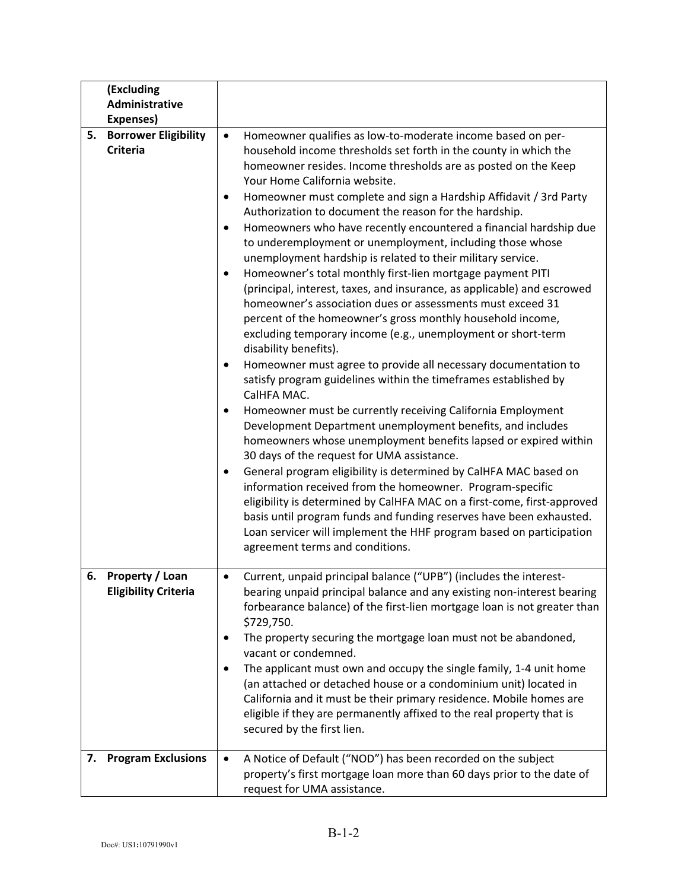| | | |
|---|---|---|
| | **(Excluding Administrative Expenses)** | |
| **5.** | **Borrower Eligibility Criteria** | • Homeowner qualifies as low-to-moderate income based on per-household income thresholds set forth in the county in which the homeowner resides. Income thresholds are as posted on the Keep Your Home California website.<br>• Homeowner must complete and sign a Hardship Affidavit / 3rd Party Authorization to document the reason for the hardship.<br>• Homeowners who have recently encountered a financial hardship due to underemployment or unemployment, including those whose unemployment hardship is related to their military service.<br>• Homeowner's total monthly first-lien mortgage payment PITI (principal, interest, taxes, and insurance, as applicable) and escrowed homeowner's association dues or assessments must exceed 31 percent of the homeowner's gross monthly household income, excluding temporary income (e.g., unemployment or short-term disability benefits).<br>• Homeowner must agree to provide all necessary documentation to satisfy program guidelines within the timeframes established by CalHFA MAC.<br>• Homeowner must be currently receiving California Employment Development Department unemployment benefits, and includes homeowners whose unemployment benefits lapsed or expired within 30 days of the request for UMA assistance.<br>• General program eligibility is determined by CalHFA MAC based on information received from the homeowner. Program-specific eligibility is determined by CalHFA MAC on a first-come, first-approved basis until program funds and funding reserves have been exhausted. Loan servicer will implement the HHF program based on participation agreement terms and conditions. |
| **6.** | **Property / Loan Eligibility Criteria** | • Current, unpaid principal balance ("UPB") (includes the interest-bearing unpaid principal balance and any existing non-interest bearing forbearance balance) of the first-lien mortgage loan is not greater than $729,750.<br>• The property securing the mortgage loan must not be abandoned, vacant or condemned.<br>• The applicant must own and occupy the single family, 1-4 unit home (an attached or detached house or a condominium unit) located in California and it must be their primary residence. Mobile homes are eligible if they are permanently affixed to the real property that is secured by the first lien. |
| **7.** | **Program Exclusions** | • A Notice of Default ("NOD") has been recorded on the subject property's first mortgage loan more than 60 days prior to the date of request for UMA assistance. |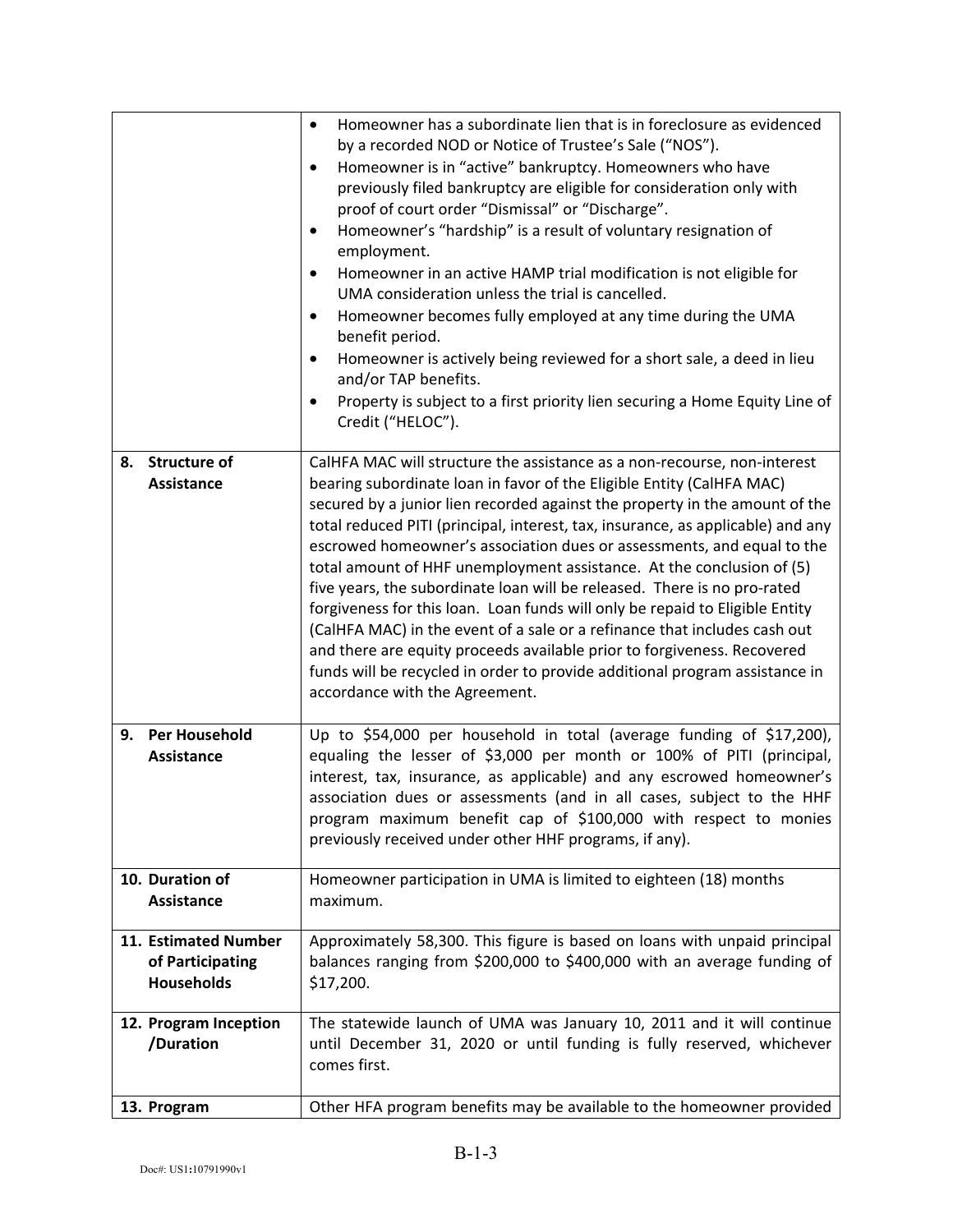| | |
|---|---|
| | • Homeowner has a subordinate lien that is in foreclosure as evidenced by a recorded NOD or Notice of Trustee's Sale ("NOS").<br>• Homeowner is in "active" bankruptcy. Homeowners who have previously filed bankruptcy are eligible for consideration only with proof of court order "Dismissal" or "Discharge".<br>• Homeowner's "hardship" is a result of voluntary resignation of employment.<br>• Homeowner in an active HAMP trial modification is not eligible for UMA consideration unless the trial is cancelled.<br>• Homeowner becomes fully employed at any time during the UMA benefit period.<br>• Homeowner is actively being reviewed for a short sale, a deed in lieu and/or TAP benefits.<br>• Property is subject to a first priority lien securing a Home Equity Line of Credit ("HELOC"). |
| **8. Structure of Assistance** | CalHFA MAC will structure the assistance as a non-recourse, non-interest bearing subordinate loan in favor of the Eligible Entity (CalHFA MAC) secured by a junior lien recorded against the property in the amount of the total reduced PITI (principal, interest, tax, insurance, as applicable) and any escrowed homeowner's association dues or assessments, and equal to the total amount of HHF unemployment assistance. At the conclusion of (5) five years, the subordinate loan will be released. There is no pro-rated forgiveness for this loan. Loan funds will only be repaid to Eligible Entity (CalHFA MAC) in the event of a sale or a refinance that includes cash out and there are equity proceeds available prior to forgiveness. Recovered funds will be recycled in order to provide additional program assistance in accordance with the Agreement. |
| **9. Per Household Assistance** | Up to $54,000 per household in total (average funding of $17,200), equaling the lesser of $3,000 per month or 100% of PITI (principal, interest, tax, insurance, as applicable) and any escrowed homeowner's association dues or assessments (and in all cases, subject to the HHF program maximum benefit cap of $100,000 with respect to monies previously received under other HHF programs, if any). |
| **10. Duration of Assistance** | Homeowner participation in UMA is limited to eighteen (18) months maximum. |
| **11. Estimated Number of Participating Households** | Approximately 58,300. This figure is based on loans with unpaid principal balances ranging from $200,000 to $400,000 with an average funding of $17,200. |
| **12. Program Inception /Duration** | The statewide launch of UMA was January 10, 2011 and it will continue until December 31, 2020 or until funding is fully reserved, whichever comes first. |
| **13. Program** | Other HFA program benefits may be available to the homeowner provided |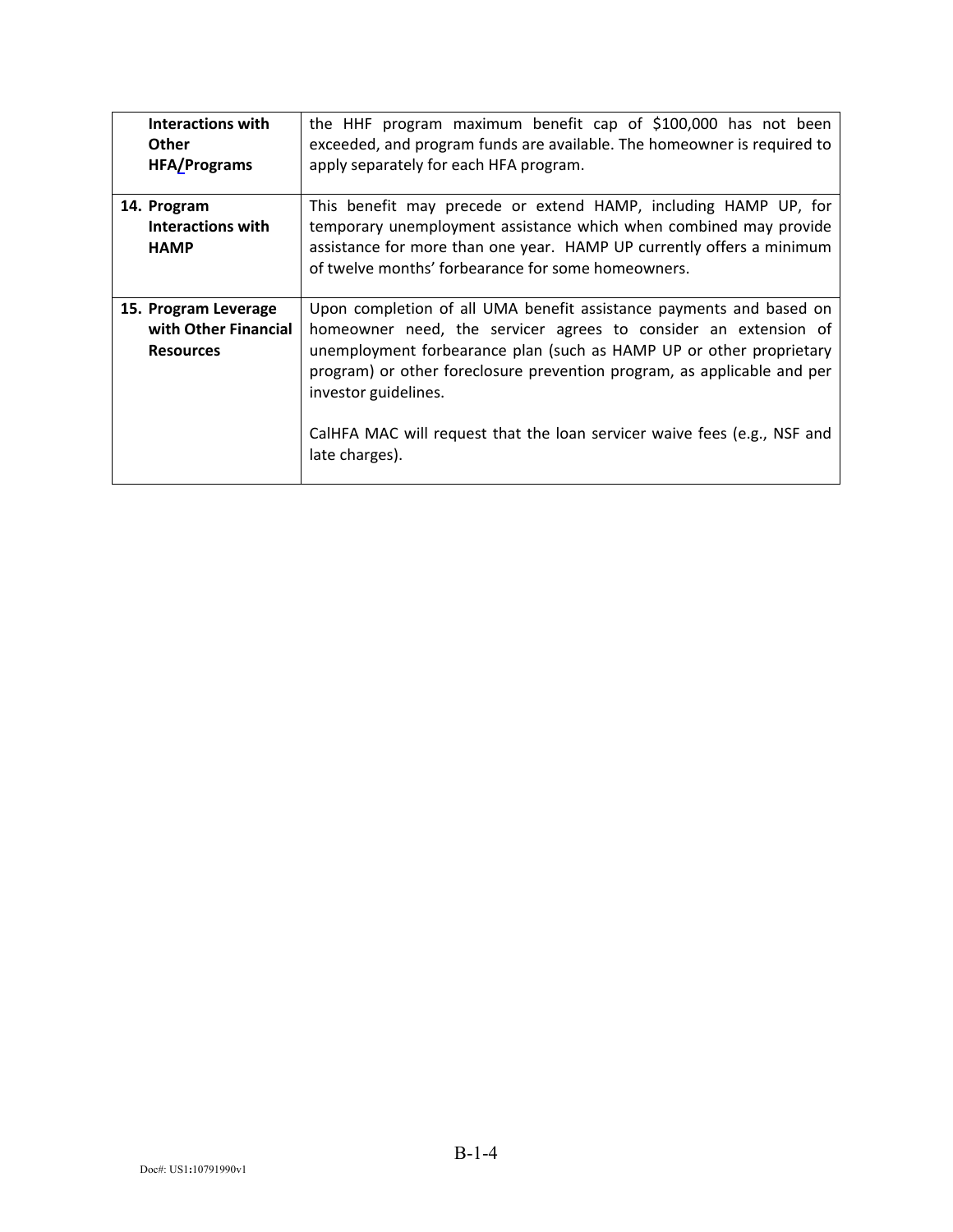| | |
|---|---|
| **Interactions with Other HFA/Programs** | the HHF program maximum benefit cap of $100,000 has not been exceeded, and program funds are available. The homeowner is required to apply separately for each HFA program. |
| **14. Program Interactions with HAMP** | This benefit may precede or extend HAMP, including HAMP UP, for temporary unemployment assistance which when combined may provide assistance for more than one year. HAMP UP currently offers a minimum of twelve months' forbearance for some homeowners. |
| **15. Program Leverage with Other Financial Resources** | Upon completion of all UMA benefit assistance payments and based on homeowner need, the servicer agrees to consider an extension of unemployment forbearance plan (such as HAMP UP or other proprietary program) or other foreclosure prevention program, as applicable and per investor guidelines.<br><br>CalHFA MAC will request that the loan servicer waive fees (e.g., NSF and late charges). |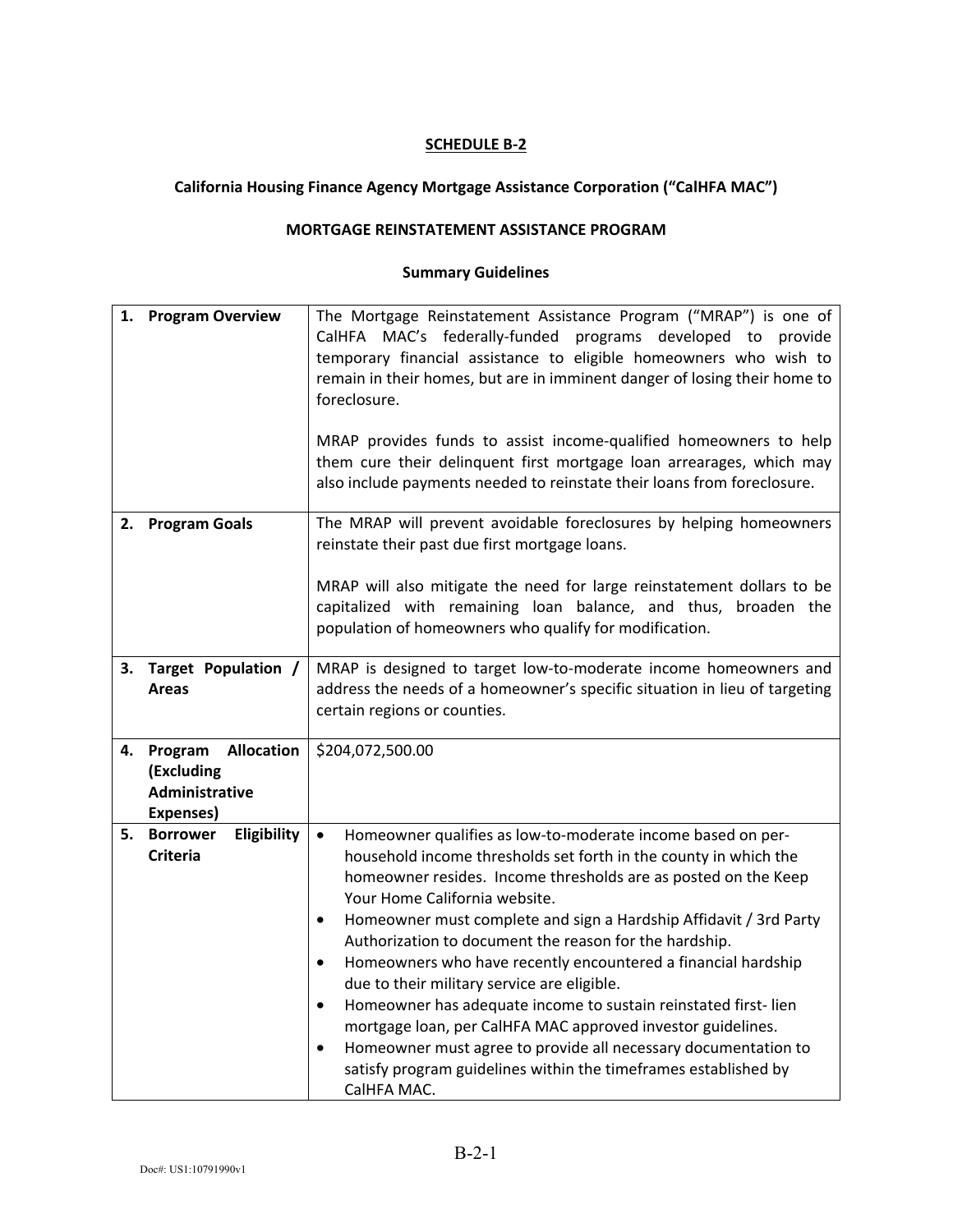**SCHEDULE B-2**

**California Housing Finance Agency Mortgage Assistance Corporation ("CalHFA MAC")**

**MORTGAGE REINSTATEMENT ASSISTANCE PROGRAM**

**Summary Guidelines**

| | |
|---|---|
| **1. Program Overview** | The Mortgage Reinstatement Assistance Program ("MRAP") is one of CalHFA MAC's federally-funded programs developed to provide temporary financial assistance to eligible homeowners who wish to remain in their homes, but are in imminent danger of losing their home to foreclosure.<br><br>MRAP provides funds to assist income-qualified homeowners to help them cure their delinquent first mortgage loan arrearages, which may also include payments needed to reinstate their loans from foreclosure. |
| **2. Program Goals** | The MRAP will prevent avoidable foreclosures by helping homeowners reinstate their past due first mortgage loans.<br><br>MRAP will also mitigate the need for large reinstatement dollars to be capitalized with remaining loan balance, and thus, broaden the population of homeowners who qualify for modification. |
| **3. Target Population / Areas** | MRAP is designed to target low-to-moderate income homeowners and address the needs of a homeowner's specific situation in lieu of targeting certain regions or counties. |
| **4. Program Allocation (Excluding Administrative Expenses)** | $204,072,500.00 |
| **5. Borrower Eligibility Criteria** | • Homeowner qualifies as low-to-moderate income based on per-household income thresholds set forth in the county in which the homeowner resides. Income thresholds are as posted on the Keep Your Home California website.<br>• Homeowner must complete and sign a Hardship Affidavit / 3rd Party Authorization to document the reason for the hardship.<br>• Homeowners who have recently encountered a financial hardship due to their military service are eligible.<br>• Homeowner has adequate income to sustain reinstated first- lien mortgage loan, per CalHFA MAC approved investor guidelines.<br>• Homeowner must agree to provide all necessary documentation to satisfy program guidelines within the timeframes established by CalHFA MAC. |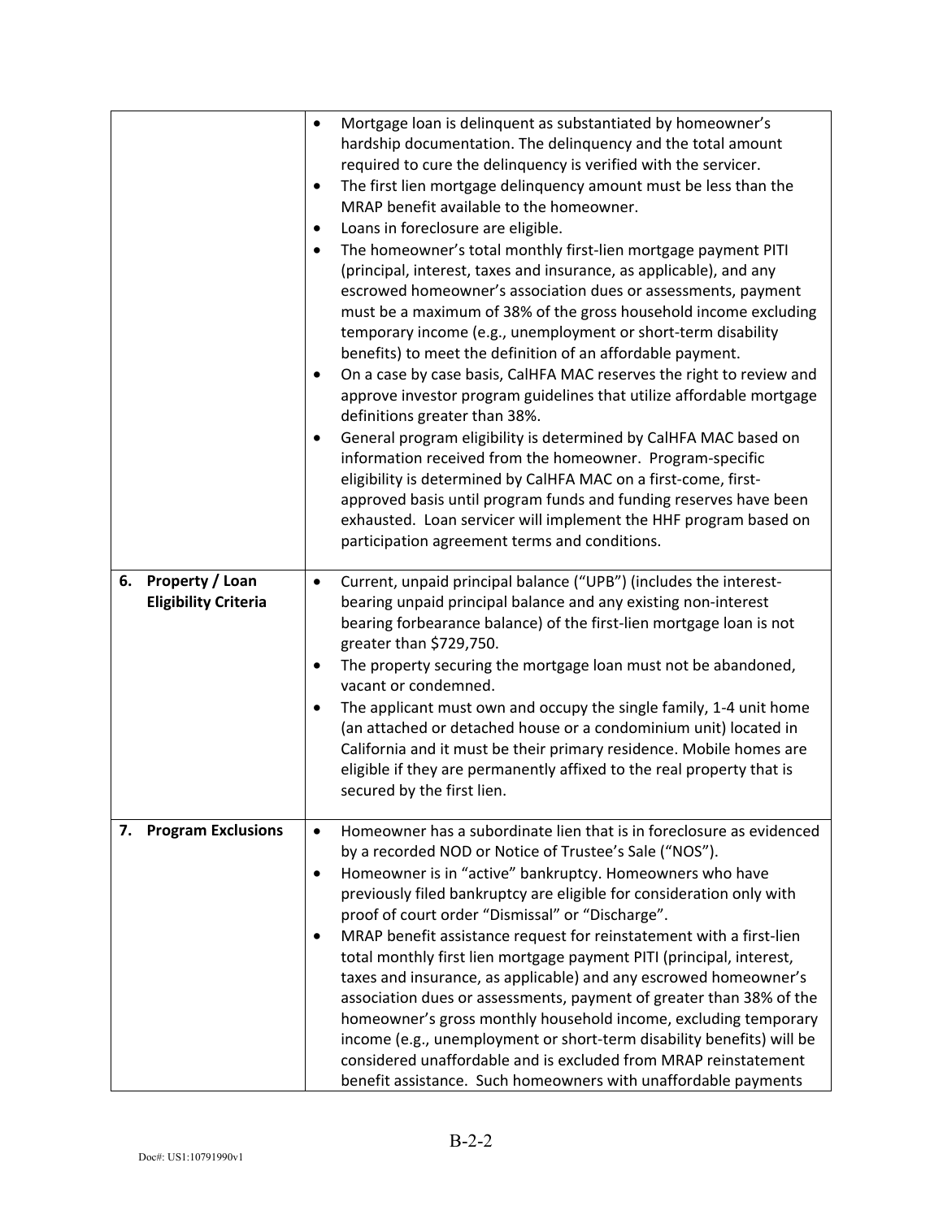| | |
|---|---|
| | • Mortgage loan is delinquent as substantiated by homeowner's hardship documentation. The delinquency and the total amount required to cure the delinquency is verified with the servicer.<br>• The first lien mortgage delinquency amount must be less than the MRAP benefit available to the homeowner.<br>• Loans in foreclosure are eligible.<br>• The homeowner's total monthly first-lien mortgage payment PITI (principal, interest, taxes and insurance, as applicable), and any escrowed homeowner's association dues or assessments, payment must be a maximum of 38% of the gross household income excluding temporary income (e.g., unemployment or short-term disability benefits) to meet the definition of an affordable payment.<br>• On a case by case basis, CalHFA MAC reserves the right to review and approve investor program guidelines that utilize affordable mortgage definitions greater than 38%.<br>• General program eligibility is determined by CalHFA MAC based on information received from the homeowner. Program-specific eligibility is determined by CalHFA MAC on a first-come, first-approved basis until program funds and funding reserves have been exhausted. Loan servicer will implement the HHF program based on participation agreement terms and conditions. |
| **6. Property / Loan Eligibility Criteria** | • Current, unpaid principal balance ("UPB") (includes the interest-bearing unpaid principal balance and any existing non-interest bearing forbearance balance) of the first-lien mortgage loan is not greater than $729,750.<br>• The property securing the mortgage loan must not be abandoned, vacant or condemned.<br>• The applicant must own and occupy the single family, 1-4 unit home (an attached or detached house or a condominium unit) located in California and it must be their primary residence. Mobile homes are eligible if they are permanently affixed to the real property that is secured by the first lien. |
| **7. Program Exclusions** | • Homeowner has a subordinate lien that is in foreclosure as evidenced by a recorded NOD or Notice of Trustee's Sale ("NOS").<br>• Homeowner is in "active" bankruptcy. Homeowners who have previously filed bankruptcy are eligible for consideration only with proof of court order "Dismissal" or "Discharge".<br>• MRAP benefit assistance request for reinstatement with a first-lien total monthly first lien mortgage payment PITI (principal, interest, taxes and insurance, as applicable) and any escrowed homeowner's association dues or assessments, payment of greater than 38% of the homeowner's gross monthly household income, excluding temporary income (e.g., unemployment or short-term disability benefits) will be considered unaffordable and is excluded from MRAP reinstatement benefit assistance. Such homeowners with unaffordable payments |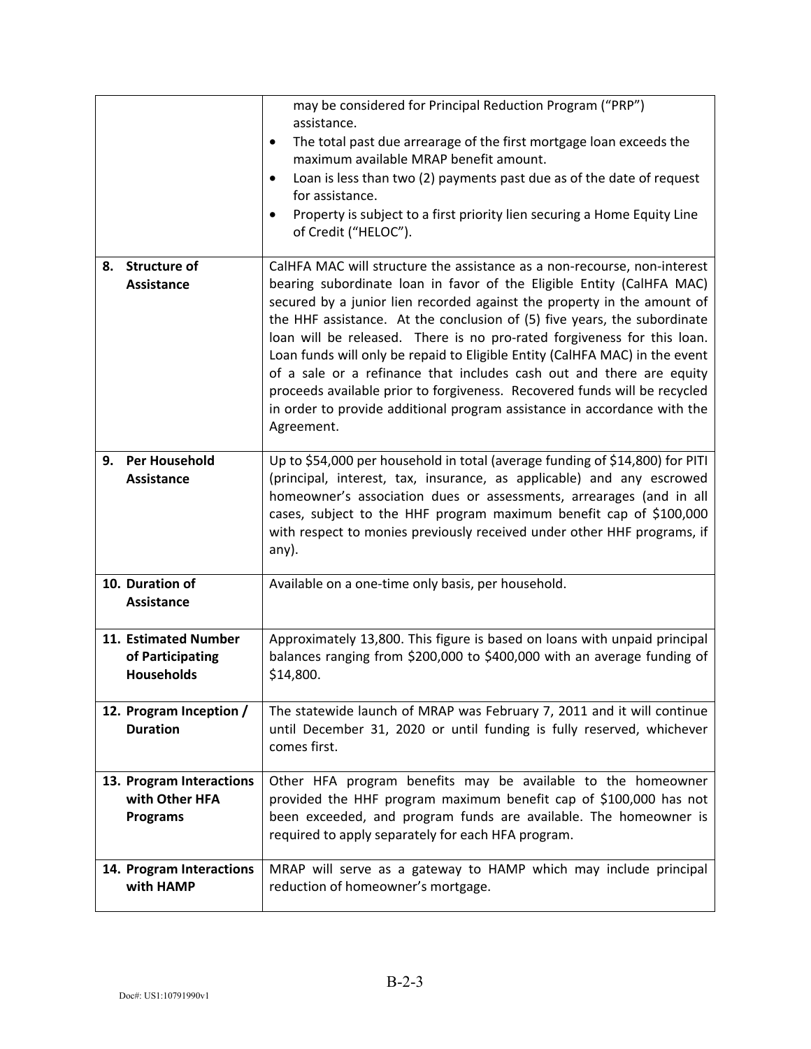| | |
|---|---|
| | may be considered for Principal Reduction Program ("PRP") assistance.<br>• The total past due arrearage of the first mortgage loan exceeds the maximum available MRAP benefit amount.<br>• Loan is less than two (2) payments past due as of the date of request for assistance.<br>• Property is subject to a first priority lien securing a Home Equity Line of Credit ("HELOC"). |
| **8. Structure of Assistance** | CalHFA MAC will structure the assistance as a non-recourse, non-interest bearing subordinate loan in favor of the Eligible Entity (CalHFA MAC) secured by a junior lien recorded against the property in the amount of the HHF assistance. At the conclusion of (5) five years, the subordinate loan will be released. There is no pro-rated forgiveness for this loan. Loan funds will only be repaid to Eligible Entity (CalHFA MAC) in the event of a sale or a refinance that includes cash out and there are equity proceeds available prior to forgiveness. Recovered funds will be recycled in order to provide additional program assistance in accordance with the Agreement. |
| **9. Per Household Assistance** | Up to $54,000 per household in total (average funding of $14,800) for PITI (principal, interest, tax, insurance, as applicable) and any escrowed homeowner's association dues or assessments, arrearages (and in all cases, subject to the HHF program maximum benefit cap of $100,000 with respect to monies previously received under other HHF programs, if any). |
| **10. Duration of Assistance** | Available on a one-time only basis, per household. |
| **11. Estimated Number of Participating Households** | Approximately 13,800. This figure is based on loans with unpaid principal balances ranging from $200,000 to $400,000 with an average funding of $14,800. |
| **12. Program Inception / Duration** | The statewide launch of MRAP was February 7, 2011 and it will continue until December 31, 2020 or until funding is fully reserved, whichever comes first. |
| **13. Program Interactions with Other HFA Programs** | Other HFA program benefits may be available to the homeowner provided the HHF program maximum benefit cap of $100,000 has not been exceeded, and program funds are available. The homeowner is required to apply separately for each HFA program. |
| **14. Program Interactions with HAMP** | MRAP will serve as a gateway to HAMP which may include principal reduction of homeowner's mortgage. |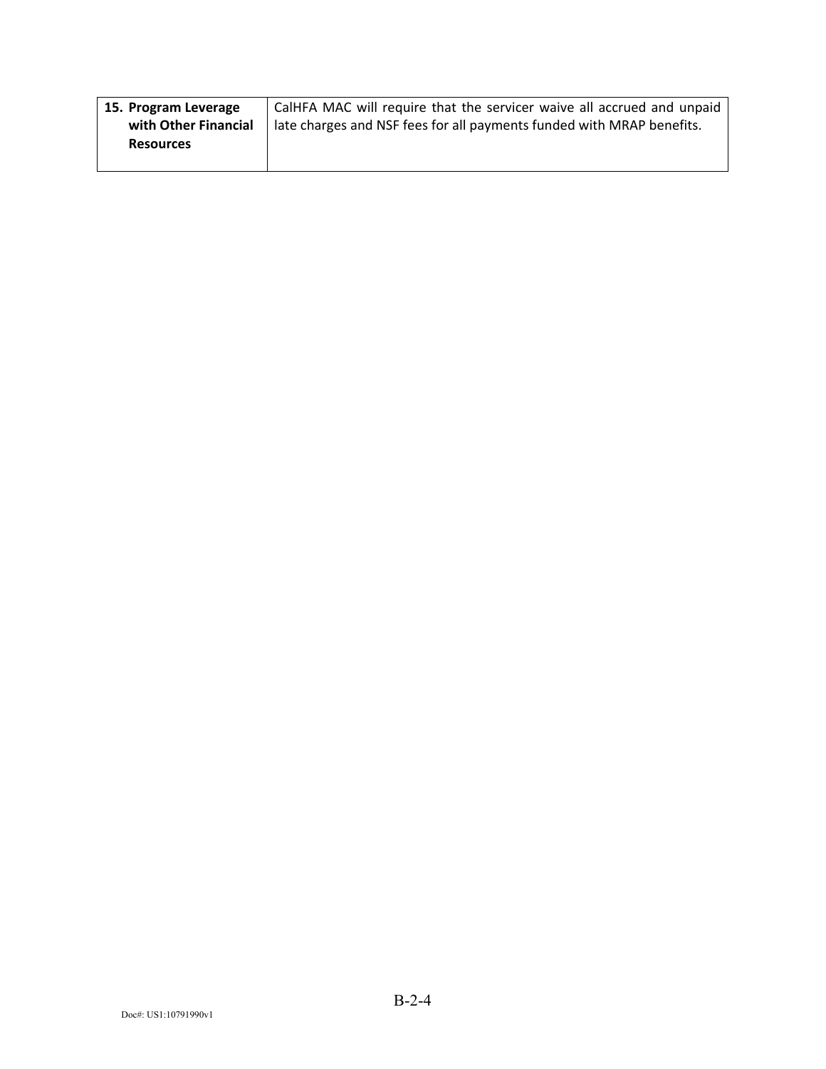| **15. Program Leverage with Other Financial Resources** | CalHFA MAC will require that the servicer waive all accrued and unpaid late charges and NSF fees for all payments funded with MRAP benefits. |
|---|---|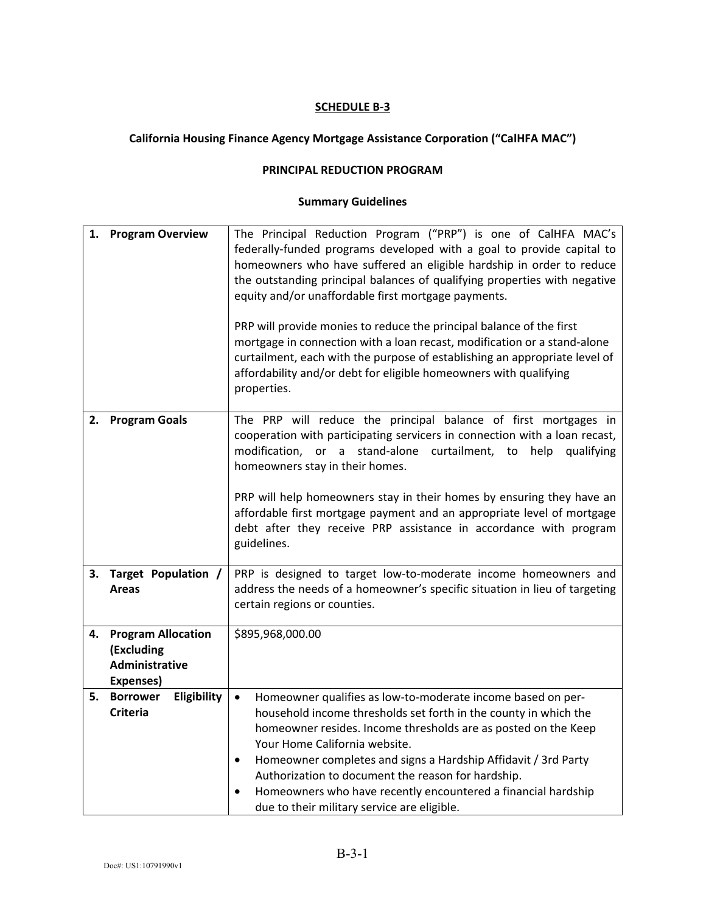**SCHEDULE B-3**

**California Housing Finance Agency Mortgage Assistance Corporation ("CalHFA MAC")**

**PRINCIPAL REDUCTION PROGRAM**

**Summary Guidelines**

| | |
|---|---|
| **1. Program Overview** | The Principal Reduction Program ("PRP") is one of CalHFA MAC's federally-funded programs developed with a goal to provide capital to homeowners who have suffered an eligible hardship in order to reduce the outstanding principal balances of qualifying properties with negative equity and/or unaffordable first mortgage payments.<br><br>PRP will provide monies to reduce the principal balance of the first mortgage in connection with a loan recast, modification or a stand-alone curtailment, each with the purpose of establishing an appropriate level of affordability and/or debt for eligible homeowners with qualifying properties. |
| **2. Program Goals** | The PRP will reduce the principal balance of first mortgages in cooperation with participating servicers in connection with a loan recast, modification, or a stand-alone curtailment, to help qualifying homeowners stay in their homes.<br><br>PRP will help homeowners stay in their homes by ensuring they have an affordable first mortgage payment and an appropriate level of mortgage debt after they receive PRP assistance in accordance with program guidelines. |
| **3. Target Population / Areas** | PRP is designed to target low-to-moderate income homeowners and address the needs of a homeowner's specific situation in lieu of targeting certain regions or counties. |
| **4. Program Allocation (Excluding Administrative Expenses)** | $895,968,000.00 |
| **5. Borrower Eligibility Criteria** | • Homeowner qualifies as low-to-moderate income based on per-household income thresholds set forth in the county in which the homeowner resides. Income thresholds are as posted on the Keep Your Home California website.<br>• Homeowner completes and signs a Hardship Affidavit / 3rd Party Authorization to document the reason for hardship.<br>• Homeowners who have recently encountered a financial hardship due to their military service are eligible. |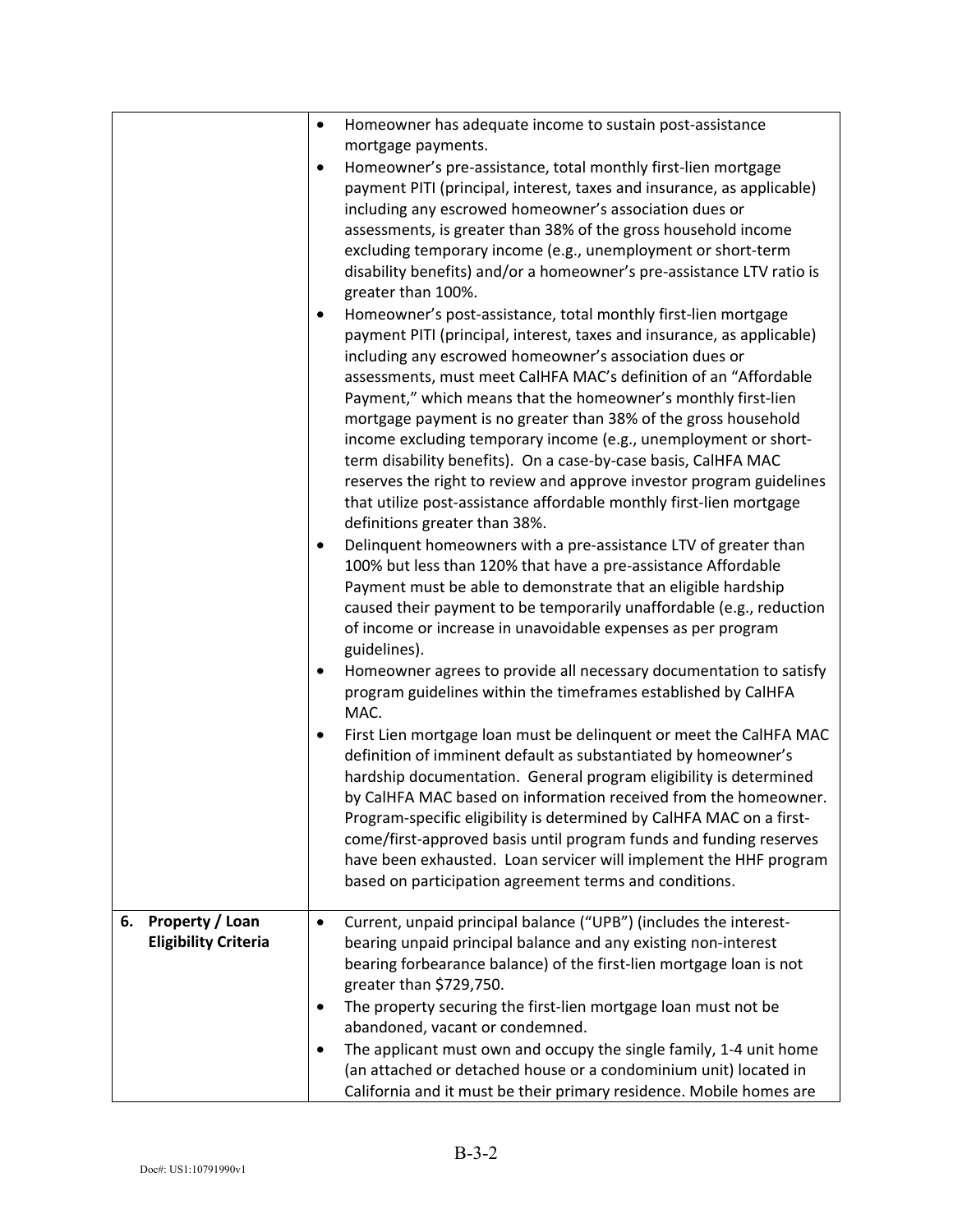| | |
|---|---|
| | • Homeowner has adequate income to sustain post-assistance mortgage payments.<br>• Homeowner's pre-assistance, total monthly first-lien mortgage payment PITI (principal, interest, taxes and insurance, as applicable) including any escrowed homeowner's association dues or assessments, is greater than 38% of the gross household income excluding temporary income (e.g., unemployment or short-term disability benefits) and/or a homeowner's pre-assistance LTV ratio is greater than 100%.<br>• Homeowner's post-assistance, total monthly first-lien mortgage payment PITI (principal, interest, taxes and insurance, as applicable) including any escrowed homeowner's association dues or assessments, must meet CalHFA MAC's definition of an "Affordable Payment," which means that the homeowner's monthly first-lien mortgage payment is no greater than 38% of the gross household income excluding temporary income (e.g., unemployment or short-term disability benefits). On a case-by-case basis, CalHFA MAC reserves the right to review and approve investor program guidelines that utilize post-assistance affordable monthly first-lien mortgage definitions greater than 38%.<br>• Delinquent homeowners with a pre-assistance LTV of greater than 100% but less than 120% that have a pre-assistance Affordable Payment must be able to demonstrate that an eligible hardship caused their payment to be temporarily unaffordable (e.g., reduction of income or increase in unavoidable expenses as per program guidelines).<br>• Homeowner agrees to provide all necessary documentation to satisfy program guidelines within the timeframes established by CalHFA MAC.<br>• First Lien mortgage loan must be delinquent or meet the CalHFA MAC definition of imminent default as substantiated by homeowner's hardship documentation. General program eligibility is determined by CalHFA MAC based on information received from the homeowner. Program-specific eligibility is determined by CalHFA MAC on a first-come/first-approved basis until program funds and funding reserves have been exhausted. Loan servicer will implement the HHF program based on participation agreement terms and conditions. |
| **6. Property / Loan Eligibility Criteria** | • Current, unpaid principal balance ("UPB") (includes the interest-bearing unpaid principal balance and any existing non-interest bearing forbearance balance) of the first-lien mortgage loan is not greater than $729,750.<br>• The property securing the first-lien mortgage loan must not be abandoned, vacant or condemned.<br>• The applicant must own and occupy the single family, 1-4 unit home (an attached or detached house or a condominium unit) located in California and it must be their primary residence. Mobile homes are |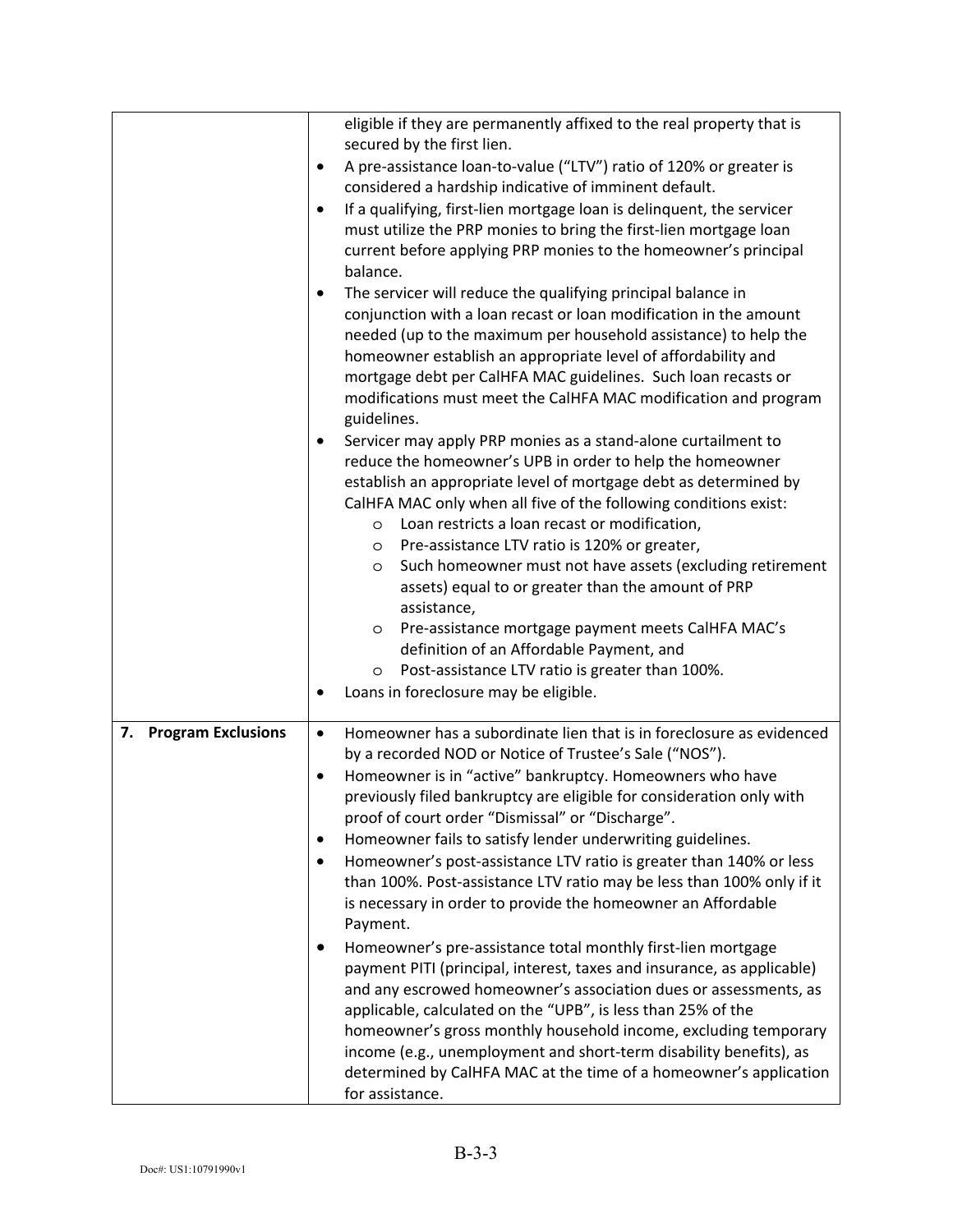| | |
|---|---|
| | eligible if they are permanently affixed to the real property that is secured by the first lien.<br>• A pre-assistance loan-to-value ("LTV") ratio of 120% or greater is considered a hardship indicative of imminent default.<br>• If a qualifying, first-lien mortgage loan is delinquent, the servicer must utilize the PRP monies to bring the first-lien mortgage loan current before applying PRP monies to the homeowner's principal balance.<br>• The servicer will reduce the qualifying principal balance in conjunction with a loan recast or loan modification in the amount needed (up to the maximum per household assistance) to help the homeowner establish an appropriate level of affordability and mortgage debt per CalHFA MAC guidelines. Such loan recasts or modifications must meet the CalHFA MAC modification and program guidelines.<br>• Servicer may apply PRP monies as a stand-alone curtailment to reduce the homeowner's UPB in order to help the homeowner establish an appropriate level of mortgage debt as determined by CalHFA MAC only when all five of the following conditions exist:<br>&nbsp;&nbsp;&nbsp;&nbsp;o Loan restricts a loan recast or modification,<br>&nbsp;&nbsp;&nbsp;&nbsp;o Pre-assistance LTV ratio is 120% or greater,<br>&nbsp;&nbsp;&nbsp;&nbsp;o Such homeowner must not have assets (excluding retirement assets) equal to or greater than the amount of PRP assistance,<br>&nbsp;&nbsp;&nbsp;&nbsp;o Pre-assistance mortgage payment meets CalHFA MAC's definition of an Affordable Payment, and<br>&nbsp;&nbsp;&nbsp;&nbsp;o Post-assistance LTV ratio is greater than 100%.<br>• Loans in foreclosure may be eligible. |
| **7. Program Exclusions** | • Homeowner has a subordinate lien that is in foreclosure as evidenced by a recorded NOD or Notice of Trustee's Sale ("NOS").<br>• Homeowner is in "active" bankruptcy. Homeowners who have previously filed bankruptcy are eligible for consideration only with proof of court order "Dismissal" or "Discharge".<br>• Homeowner fails to satisfy lender underwriting guidelines.<br>• Homeowner's post-assistance LTV ratio is greater than 140% or less than 100%. Post-assistance LTV ratio may be less than 100% only if it is necessary in order to provide the homeowner an Affordable Payment.<br>• Homeowner's pre-assistance total monthly first-lien mortgage payment PITI (principal, interest, taxes and insurance, as applicable) and any escrowed homeowner's association dues or assessments, as applicable, calculated on the "UPB", is less than 25% of the homeowner's gross monthly household income, excluding temporary income (e.g., unemployment and short-term disability benefits), as determined by CalHFA MAC at the time of a homeowner's application for assistance. |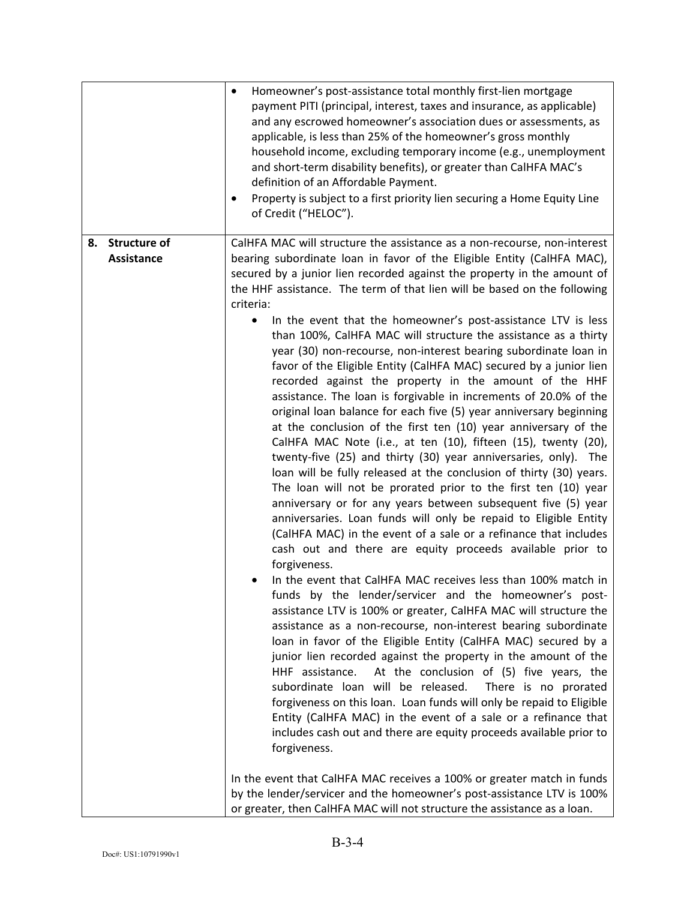| | |
|---|---|
| | • Homeowner's post-assistance total monthly first-lien mortgage payment PITI (principal, interest, taxes and insurance, as applicable) and any escrowed homeowner's association dues or assessments, as applicable, is less than 25% of the homeowner's gross monthly household income, excluding temporary income (e.g., unemployment and short-term disability benefits), or greater than CalHFA MAC's definition of an Affordable Payment.<br>• Property is subject to a first priority lien securing a Home Equity Line of Credit ("HELOC"). |
| **8. Structure of Assistance** | CalHFA MAC will structure the assistance as a non-recourse, non-interest bearing subordinate loan in favor of the Eligible Entity (CalHFA MAC), secured by a junior lien recorded against the property in the amount of the HHF assistance. The term of that lien will be based on the following criteria:<br>• In the event that the homeowner's post-assistance LTV is less than 100%, CalHFA MAC will structure the assistance as a thirty year (30) non-recourse, non-interest bearing subordinate loan in favor of the Eligible Entity (CalHFA MAC) secured by a junior lien recorded against the property in the amount of the HHF assistance. The loan is forgivable in increments of 20.0% of the original loan balance for each five (5) year anniversary beginning at the conclusion of the first ten (10) year anniversary of the CalHFA MAC Note (i.e., at ten (10), fifteen (15), twenty (20), twenty-five (25) and thirty (30) year anniversaries, only). The loan will be fully released at the conclusion of thirty (30) years. The loan will not be prorated prior to the first ten (10) year anniversary or for any years between subsequent five (5) year anniversaries. Loan funds will only be repaid to Eligible Entity (CalHFA MAC) in the event of a sale or a refinance that includes cash out and there are equity proceeds available prior to forgiveness.<br>• In the event that CalHFA MAC receives less than 100% match in funds by the lender/servicer and the homeowner's post-assistance LTV is 100% or greater, CalHFA MAC will structure the assistance as a non-recourse, non-interest bearing subordinate loan in favor of the Eligible Entity (CalHFA MAC) secured by a junior lien recorded against the property in the amount of the HHF assistance. At the conclusion of (5) five years, the subordinate loan will be released. There is no prorated forgiveness on this loan. Loan funds will only be repaid to Eligible Entity (CalHFA MAC) in the event of a sale or a refinance that includes cash out and there are equity proceeds available prior to forgiveness.<br><br>In the event that CalHFA MAC receives a 100% or greater match in funds by the lender/servicer and the homeowner's post-assistance LTV is 100% or greater, then CalHFA MAC will not structure the assistance as a loan. |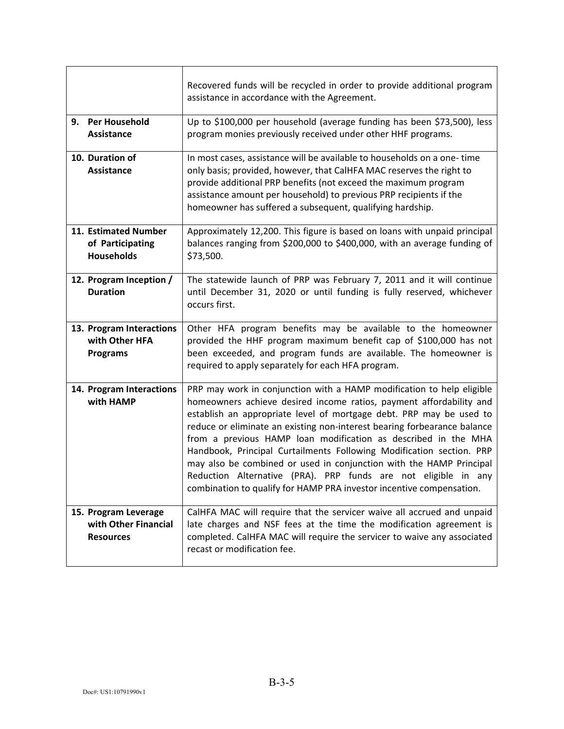| | |
|---|---|
| | Recovered funds will be recycled in order to provide additional program assistance in accordance with the Agreement. |
| **9. Per Household Assistance** | Up to $100,000 per household (average funding has been $73,500), less program monies previously received under other HHF programs. |
| **10. Duration of Assistance** | In most cases, assistance will be available to households on a one- time only basis; provided, however, that CalHFA MAC reserves the right to provide additional PRP benefits (not exceed the maximum program assistance amount per household) to previous PRP recipients if the homeowner has suffered a subsequent, qualifying hardship. |
| **11. Estimated Number of Participating Households** | Approximately 12,200. This figure is based on loans with unpaid principal balances ranging from $200,000 to $400,000, with an average funding of $73,500. |
| **12. Program Inception / Duration** | The statewide launch of PRP was February 7, 2011 and it will continue until December 31, 2020 or until funding is fully reserved, whichever occurs first. |
| **13. Program Interactions with Other HFA Programs** | Other HFA program benefits may be available to the homeowner provided the HHF program maximum benefit cap of $100,000 has not been exceeded, and program funds are available. The homeowner is required to apply separately for each HFA program. |
| **14. Program Interactions with HAMP** | PRP may work in conjunction with a HAMP modification to help eligible homeowners achieve desired income ratios, payment affordability and establish an appropriate level of mortgage debt. PRP may be used to reduce or eliminate an existing non-interest bearing forbearance balance from a previous HAMP loan modification as described in the MHA Handbook, Principal Curtailments Following Modification section. PRP may also be combined or used in conjunction with the HAMP Principal Reduction Alternative (PRA). PRP funds are not eligible in any combination to qualify for HAMP PRA investor incentive compensation. |
| **15. Program Leverage with Other Financial Resources** | CalHFA MAC will require that the servicer waive all accrued and unpaid late charges and NSF fees at the time the modification agreement is completed. CalHFA MAC will require the servicer to waive any associated recast or modification fee. |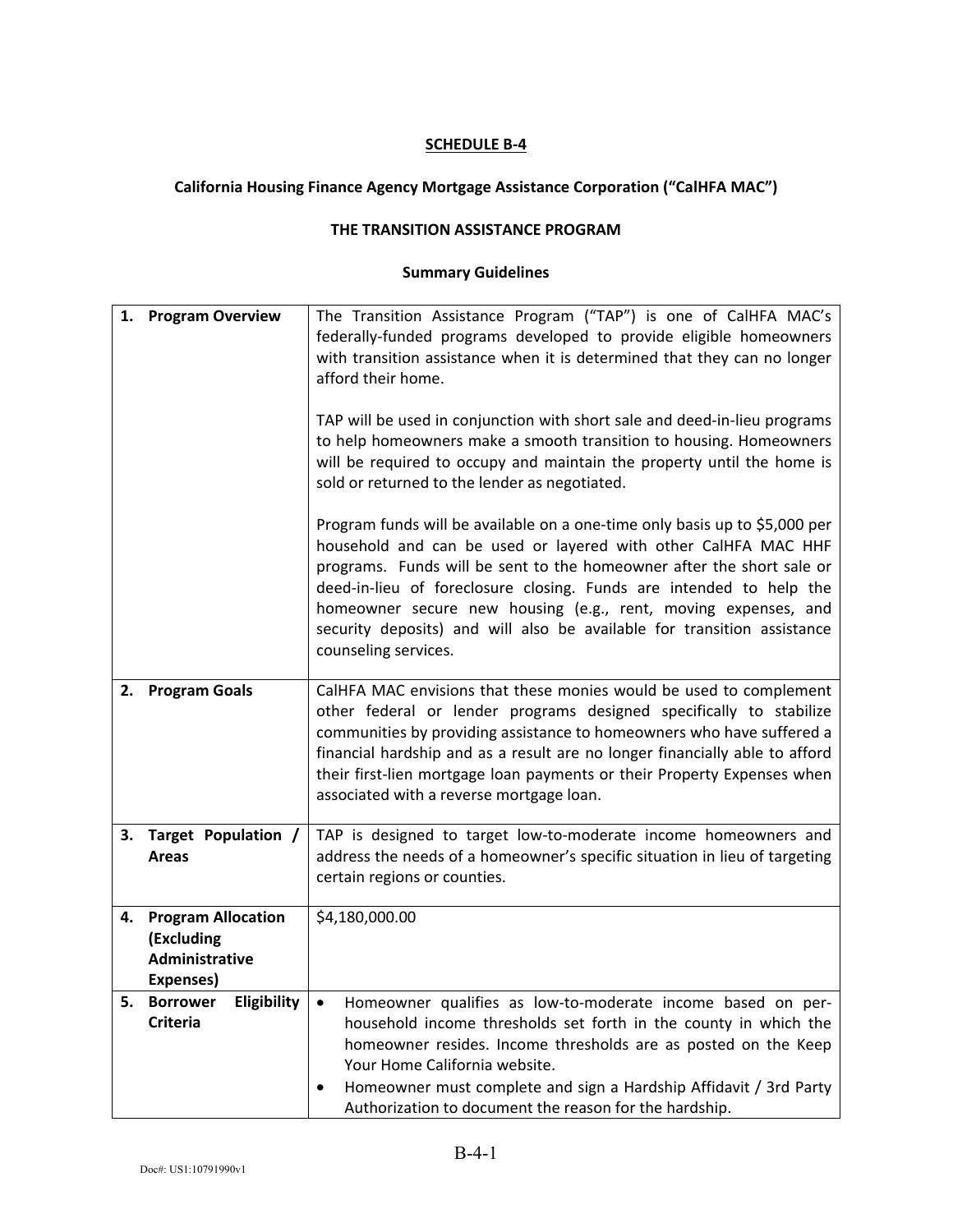**SCHEDULE B-4**

**California Housing Finance Agency Mortgage Assistance Corporation ("CalHFA MAC")**

**THE TRANSITION ASSISTANCE PROGRAM**

**Summary Guidelines**

| | |
|---|---|
| **1. Program Overview** | The Transition Assistance Program ("TAP") is one of CalHFA MAC's federally-funded programs developed to provide eligible homeowners with transition assistance when it is determined that they can no longer afford their home.<br><br>TAP will be used in conjunction with short sale and deed-in-lieu programs to help homeowners make a smooth transition to housing. Homeowners will be required to occupy and maintain the property until the home is sold or returned to the lender as negotiated.<br><br>Program funds will be available on a one-time only basis up to $5,000 per household and can be used or layered with other CalHFA MAC HHF programs. Funds will be sent to the homeowner after the short sale or deed-in-lieu of foreclosure closing. Funds are intended to help the homeowner secure new housing (e.g., rent, moving expenses, and security deposits) and will also be available for transition assistance counseling services. |
| **2. Program Goals** | CalHFA MAC envisions that these monies would be used to complement other federal or lender programs designed specifically to stabilize communities by providing assistance to homeowners who have suffered a financial hardship and as a result are no longer financially able to afford their first-lien mortgage loan payments or their Property Expenses when associated with a reverse mortgage loan. |
| **3. Target Population / Areas** | TAP is designed to target low-to-moderate income homeowners and address the needs of a homeowner's specific situation in lieu of targeting certain regions or counties. |
| **4. Program Allocation (Excluding Administrative Expenses)** | $4,180,000.00 |
| **5. Borrower Eligibility Criteria** | • Homeowner qualifies as low-to-moderate income based on per-household income thresholds set forth in the county in which the homeowner resides. Income thresholds are as posted on the Keep Your Home California website.<br>• Homeowner must complete and sign a Hardship Affidavit / 3rd Party Authorization to document the reason for the hardship. |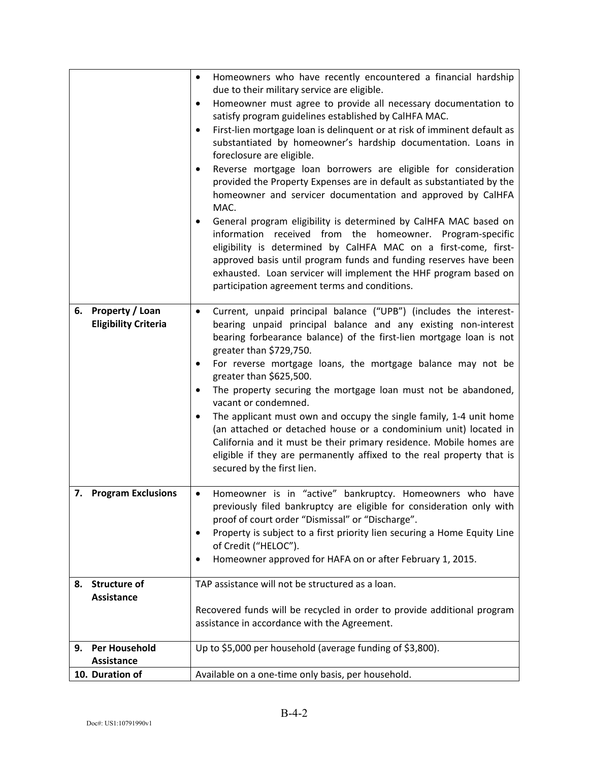| | |
|---|---|
| | • Homeowners who have recently encountered a financial hardship due to their military service are eligible.<br>• Homeowner must agree to provide all necessary documentation to satisfy program guidelines established by CalHFA MAC.<br>• First-lien mortgage loan is delinquent or at risk of imminent default as substantiated by homeowner's hardship documentation. Loans in foreclosure are eligible.<br>• Reverse mortgage loan borrowers are eligible for consideration provided the Property Expenses are in default as substantiated by the homeowner and servicer documentation and approved by CalHFA MAC.<br>• General program eligibility is determined by CalHFA MAC based on information received from the homeowner. Program-specific eligibility is determined by CalHFA MAC on a first-come, first-approved basis until program funds and funding reserves have been exhausted. Loan servicer will implement the HHF program based on participation agreement terms and conditions. |
| **6. Property / Loan Eligibility Criteria** | • Current, unpaid principal balance ("UPB") (includes the interest-bearing unpaid principal balance and any existing non-interest bearing forbearance balance) of the first-lien mortgage loan is not greater than $729,750.<br>• For reverse mortgage loans, the mortgage balance may not be greater than $625,500.<br>• The property securing the mortgage loan must not be abandoned, vacant or condemned.<br>• The applicant must own and occupy the single family, 1-4 unit home (an attached or detached house or a condominium unit) located in California and it must be their primary residence. Mobile homes are eligible if they are permanently affixed to the real property that is secured by the first lien. |
| **7. Program Exclusions** | • Homeowner is in "active" bankruptcy. Homeowners who have previously filed bankruptcy are eligible for consideration only with proof of court order "Dismissal" or "Discharge".<br>• Property is subject to a first priority lien securing a Home Equity Line of Credit ("HELOC").<br>• Homeowner approved for HAFA on or after February 1, 2015. |
| **8. Structure of Assistance** | TAP assistance will not be structured as a loan.<br><br>Recovered funds will be recycled in order to provide additional program assistance in accordance with the Agreement. |
| **9. Per Household Assistance** | Up to $5,000 per household (average funding of $3,800). |
| **10. Duration of** | Available on a one-time only basis, per household. |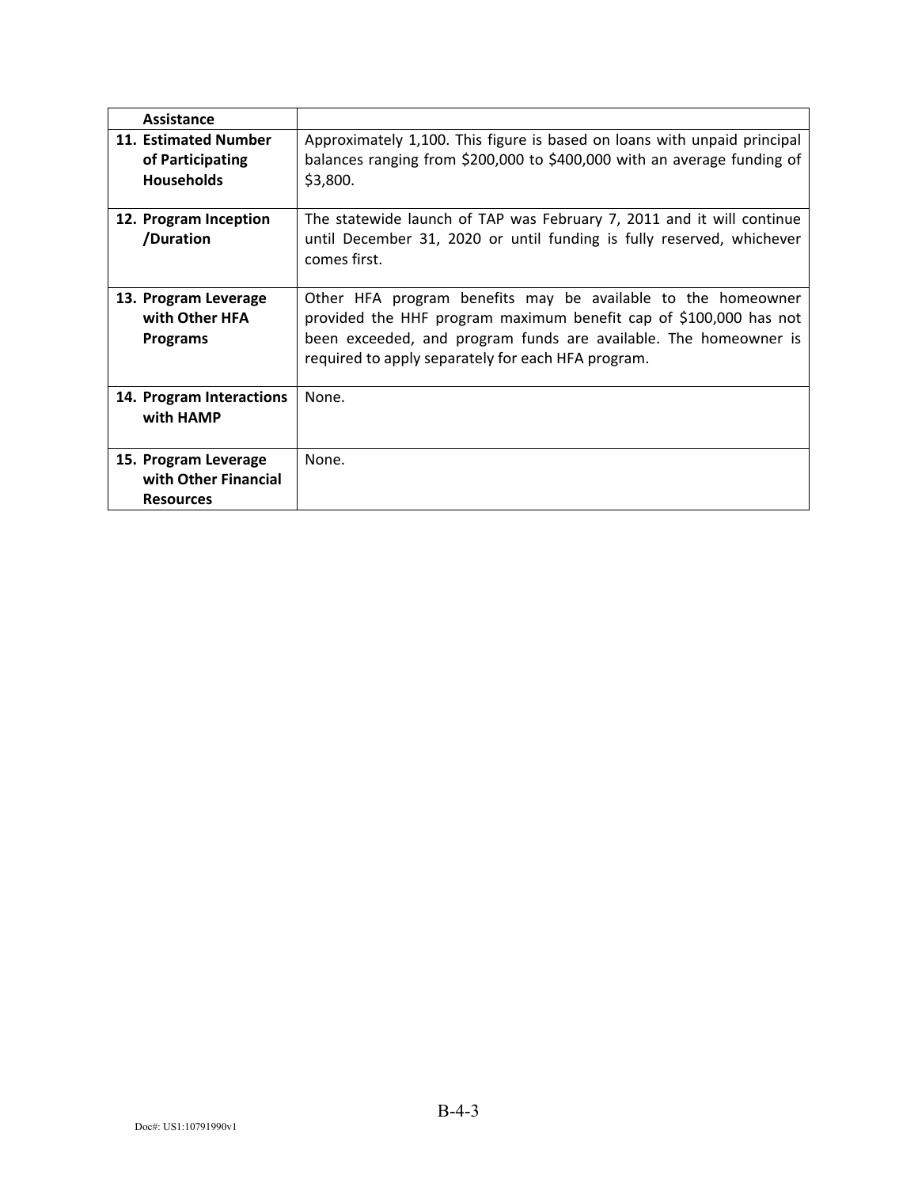| | |
|---|---|
| **Assistance** | |
| **11. Estimated Number of Participating Households** | Approximately 1,100. This figure is based on loans with unpaid principal balances ranging from $200,000 to $400,000 with an average funding of $3,800. |
| **12. Program Inception /Duration** | The statewide launch of TAP was February 7, 2011 and it will continue until December 31, 2020 or until funding is fully reserved, whichever comes first. |
| **13. Program Leverage with Other HFA Programs** | Other HFA program benefits may be available to the homeowner provided the HHF program maximum benefit cap of $100,000 has not been exceeded, and program funds are available. The homeowner is required to apply separately for each HFA program. |
| **14. Program Interactions with HAMP** | None. |
| **15. Program Leverage with Other Financial Resources** | None. |

B-4-3

Doc#: US1:10791990v1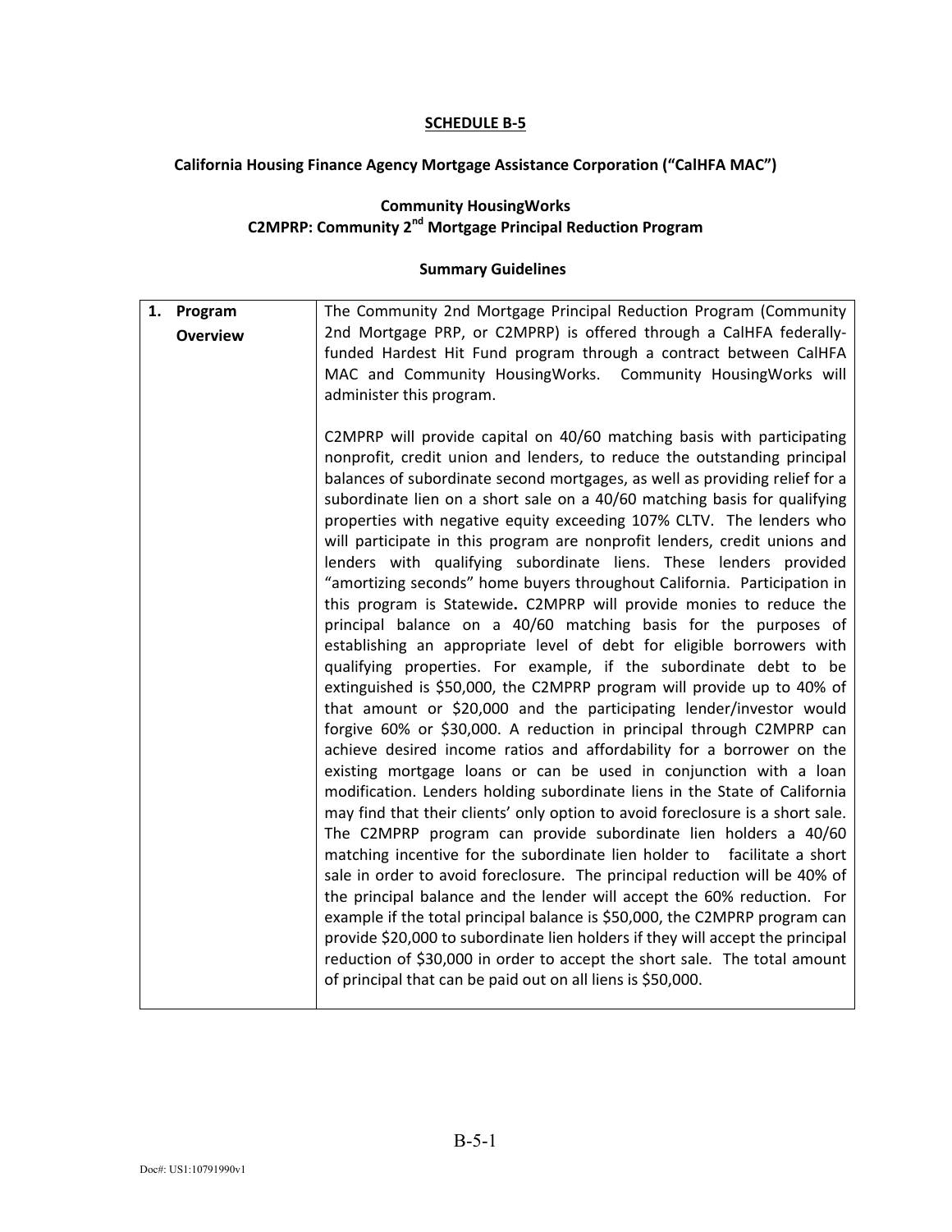**SCHEDULE B-5**

**California Housing Finance Agency Mortgage Assistance Corporation ("CalHFA MAC")**

**Community HousingWorks**
**C2MPRP: Community 2nd Mortgage Principal Reduction Program**

**Summary Guidelines**

| | |
|---|---|
| **1. Program Overview** | The Community 2nd Mortgage Principal Reduction Program (Community 2nd Mortgage PRP, or C2MPRP) is offered through a CalHFA federally-funded Hardest Hit Fund program through a contract between CalHFA MAC and Community HousingWorks. Community HousingWorks will administer this program.<br><br>C2MPRP will provide capital on 40/60 matching basis with participating nonprofit, credit union and lenders, to reduce the outstanding principal balances of subordinate second mortgages, as well as providing relief for a subordinate lien on a short sale on a 40/60 matching basis for qualifying properties with negative equity exceeding 107% CLTV. The lenders who will participate in this program are nonprofit lenders, credit unions and lenders with qualifying subordinate liens. These lenders provided "amortizing seconds" home buyers throughout California. Participation in this program is Statewide**.** C2MPRP will provide monies to reduce the principal balance on a 40/60 matching basis for the purposes of establishing an appropriate level of debt for eligible borrowers with qualifying properties. For example, if the subordinate debt to be extinguished is $50,000, the C2MPRP program will provide up to 40% of that amount or $20,000 and the participating lender/investor would forgive 60% or $30,000. A reduction in principal through C2MPRP can achieve desired income ratios and affordability for a borrower on the existing mortgage loans or can be used in conjunction with a loan modification. Lenders holding subordinate liens in the State of California may find that their clients' only option to avoid foreclosure is a short sale. The C2MPRP program can provide subordinate lien holders a 40/60 matching incentive for the subordinate lien holder to facilitate a short sale in order to avoid foreclosure. The principal reduction will be 40% of the principal balance and the lender will accept the 60% reduction. For example if the total principal balance is $50,000, the C2MPRP program can provide $20,000 to subordinate lien holders if they will accept the principal reduction of $30,000 in order to accept the short sale. The total amount of principal that can be paid out on all liens is $50,000. |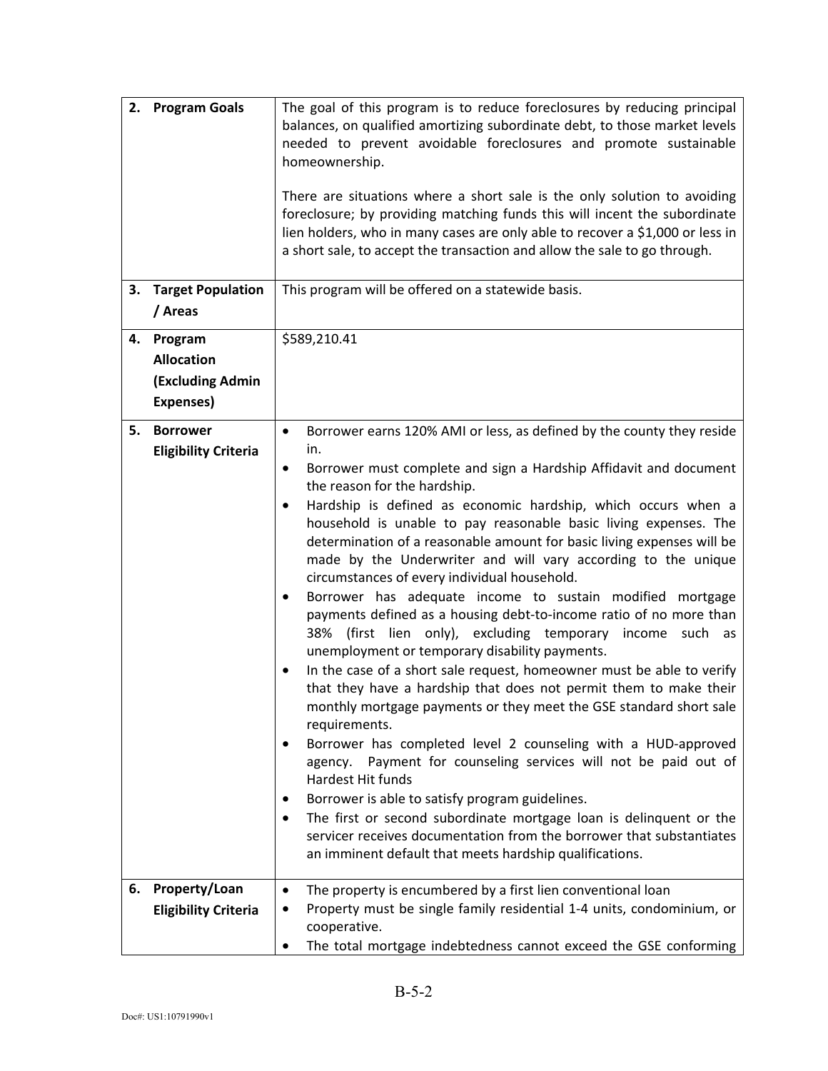| | |
|---|---|
| **2. Program Goals** | The goal of this program is to reduce foreclosures by reducing principal balances, on qualified amortizing subordinate debt, to those market levels needed to prevent avoidable foreclosures and promote sustainable homeownership.<br><br>There are situations where a short sale is the only solution to avoiding foreclosure; by providing matching funds this will incent the subordinate lien holders, who in many cases are only able to recover a $1,000 or less in a short sale, to accept the transaction and allow the sale to go through. |
| **3. Target Population / Areas** | This program will be offered on a statewide basis. |
| **4. Program Allocation (Excluding Admin Expenses)** | $589,210.41 |
| **5. Borrower Eligibility Criteria** | • Borrower earns 120% AMI or less, as defined by the county they reside in.<br>• Borrower must complete and sign a Hardship Affidavit and document the reason for the hardship.<br>• Hardship is defined as economic hardship, which occurs when a household is unable to pay reasonable basic living expenses. The determination of a reasonable amount for basic living expenses will be made by the Underwriter and will vary according to the unique circumstances of every individual household.<br>• Borrower has adequate income to sustain modified mortgage payments defined as a housing debt-to-income ratio of no more than 38% (first lien only), excluding temporary income such as unemployment or temporary disability payments.<br>• In the case of a short sale request, homeowner must be able to verify that they have a hardship that does not permit them to make their monthly mortgage payments or they meet the GSE standard short sale requirements.<br>• Borrower has completed level 2 counseling with a HUD-approved agency. Payment for counseling services will not be paid out of Hardest Hit funds<br>• Borrower is able to satisfy program guidelines.<br>• The first or second subordinate mortgage loan is delinquent or the servicer receives documentation from the borrower that substantiates an imminent default that meets hardship qualifications. |
| **6. Property/Loan Eligibility Criteria** | • The property is encumbered by a first lien conventional loan<br>• Property must be single family residential 1-4 units, condominium, or cooperative.<br>• The total mortgage indebtedness cannot exceed the GSE conforming |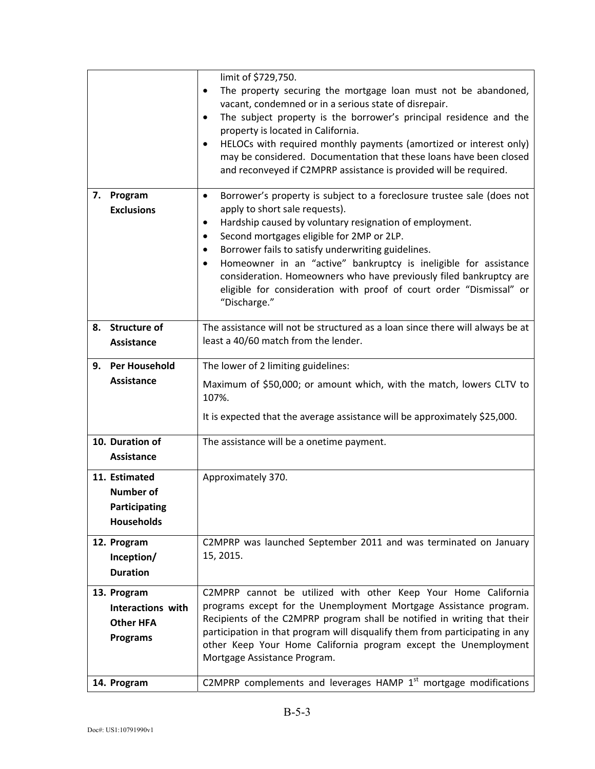| | |
|---|---|
| | limit of $729,750.<br>• The property securing the mortgage loan must not be abandoned, vacant, condemned or in a serious state of disrepair.<br>• The subject property is the borrower's principal residence and the property is located in California.<br>• HELOCs with required monthly payments (amortized or interest only) may be considered. Documentation that these loans have been closed and reconveyed if C2MPRP assistance is provided will be required. |
| **7. Program Exclusions** | • Borrower's property is subject to a foreclosure trustee sale (does not apply to short sale requests).<br>• Hardship caused by voluntary resignation of employment.<br>• Second mortgages eligible for 2MP or 2LP.<br>• Borrower fails to satisfy underwriting guidelines.<br>• Homeowner in an "active" bankruptcy is ineligible for assistance consideration. Homeowners who have previously filed bankruptcy are eligible for consideration with proof of court order "Dismissal" or "Discharge." |
| **8. Structure of Assistance** | The assistance will not be structured as a loan since there will always be at least a 40/60 match from the lender. |
| **9. Per Household Assistance** | The lower of 2 limiting guidelines:<br>Maximum of $50,000; or amount which, with the match, lowers CLTV to 107%.<br>It is expected that the average assistance will be approximately $25,000. |
| **10. Duration of Assistance** | The assistance will be a onetime payment. |
| **11. Estimated Number of Participating Households** | Approximately 370. |
| **12. Program Inception/ Duration** | C2MPRP was launched September 2011 and was terminated on January 15, 2015. |
| **13. Program Interactions with Other HFA Programs** | C2MPRP cannot be utilized with other Keep Your Home California programs except for the Unemployment Mortgage Assistance program. Recipients of the C2MPRP program shall be notified in writing that their participation in that program will disqualify them from participating in any other Keep Your Home California program except the Unemployment Mortgage Assistance Program. |
| **14. Program** | C2MPRP complements and leverages HAMP 1st mortgage modifications |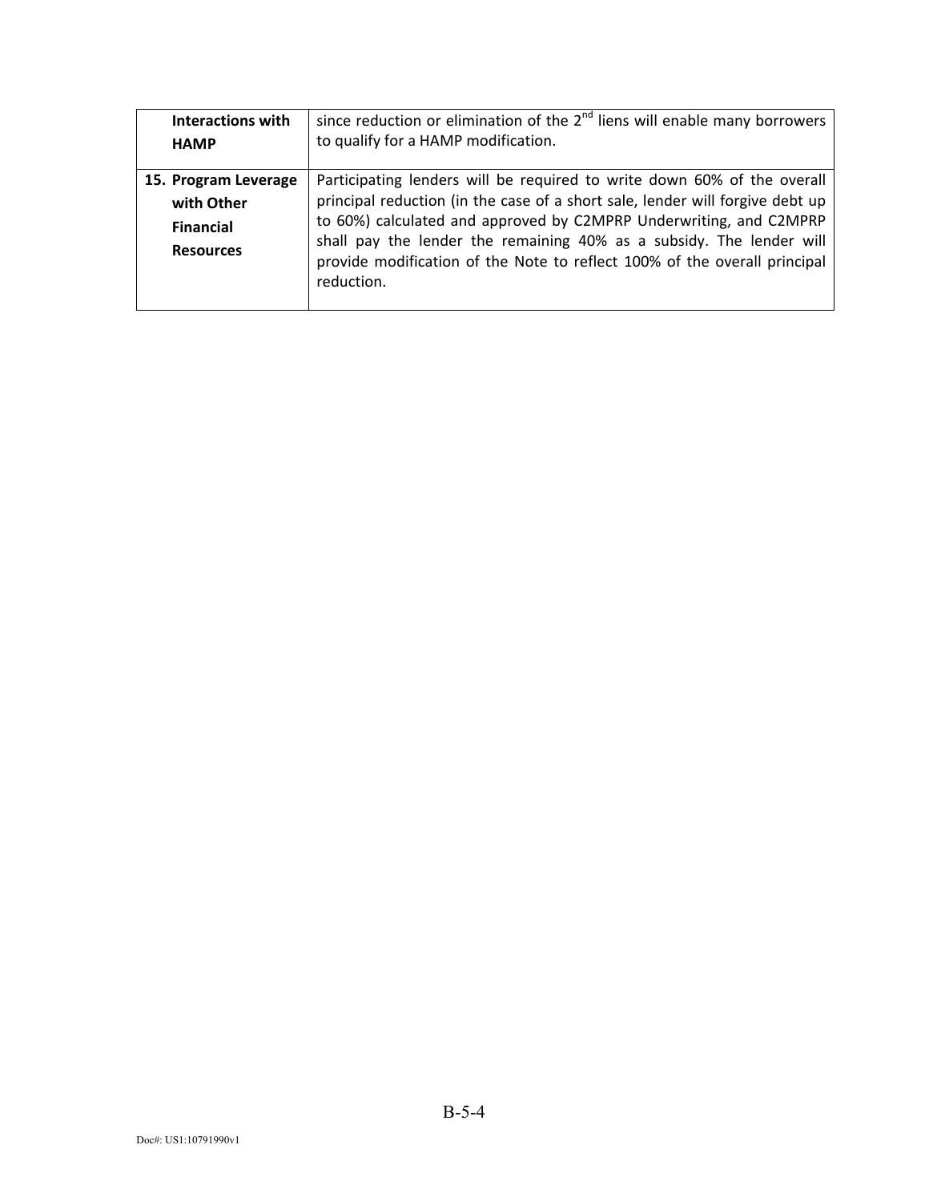| | |
|---|---|
| **Interactions with HAMP** | since reduction or elimination of the 2[nd] liens will enable many borrowers to qualify for a HAMP modification. |
| **15. Program Leverage with Other Financial Resources** | Participating lenders will be required to write down 60% of the overall principal reduction (in the case of a short sale, lender will forgive debt up to 60%) calculated and approved by C2MPRP Underwriting, and C2MPRP shall pay the lender the remaining 40% as a subsidy. The lender will provide modification of the Note to reflect 100% of the overall principal reduction. |

B-5-4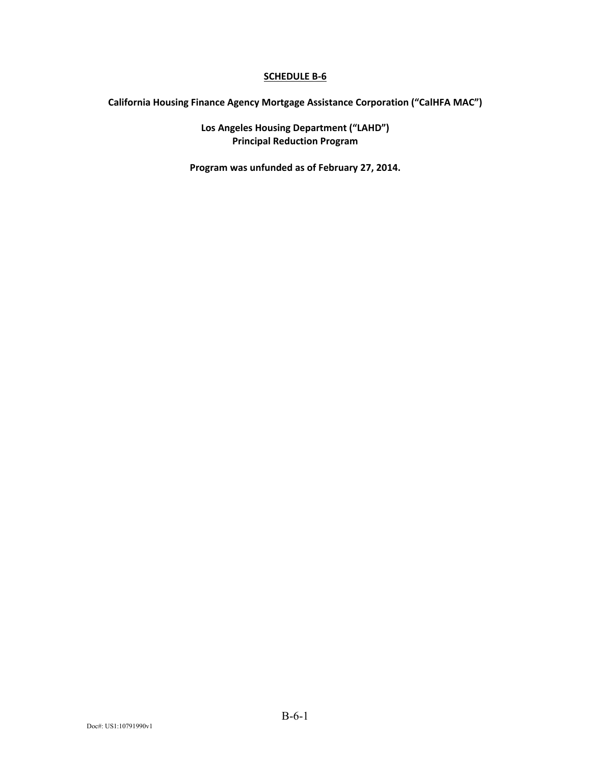# SCHEDULE B-6

**California Housing Finance Agency Mortgage Assistance Corporation ("CalHFA MAC")**

**Los Angeles Housing Department ("LAHD")**
**Principal Reduction Program**

**Program was unfunded as of February 27, 2014.**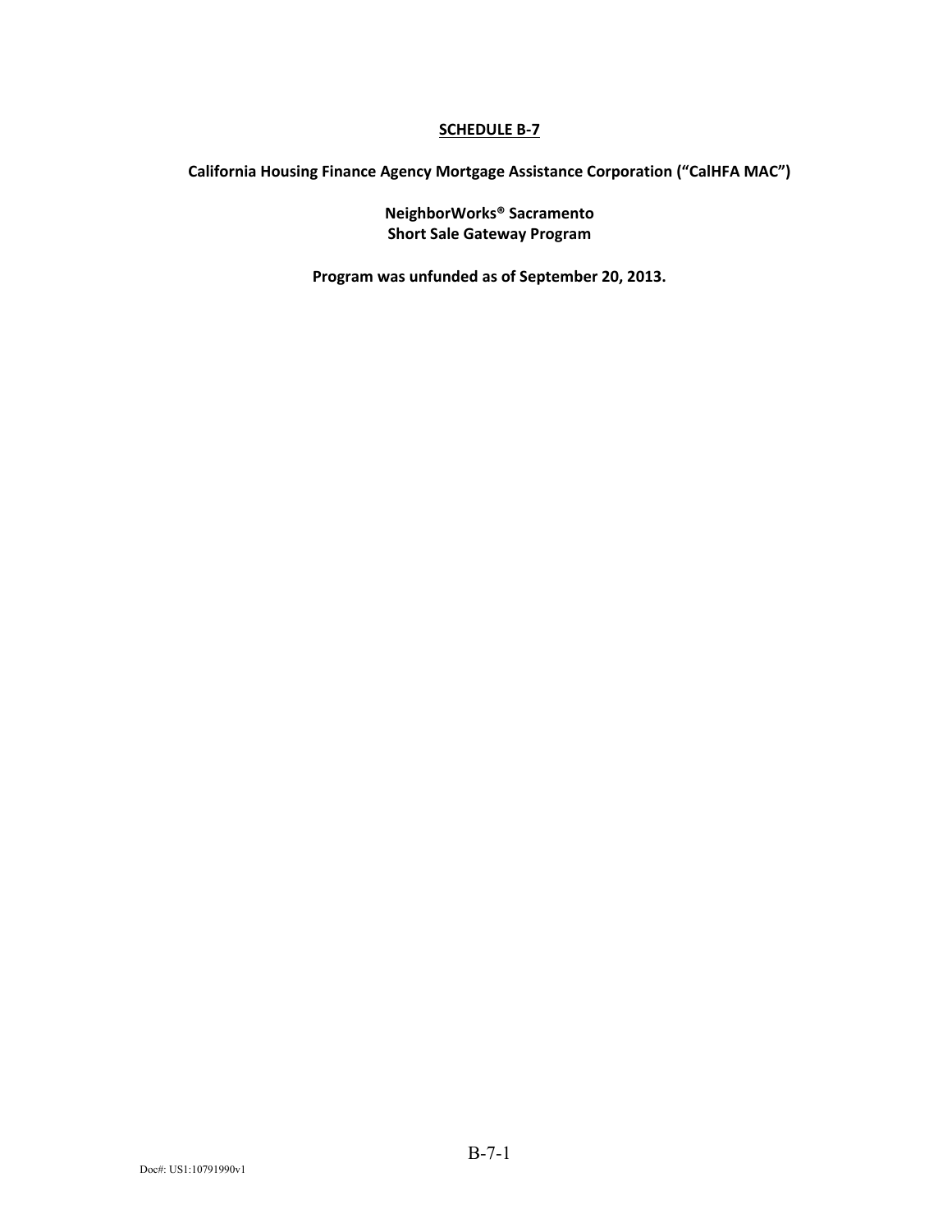**SCHEDULE B-7**

**California Housing Finance Agency Mortgage Assistance Corporation ("CalHFA MAC")**

**NeighborWorks® Sacramento**
**Short Sale Gateway Program**

**Program was unfunded as of September 20, 2013.**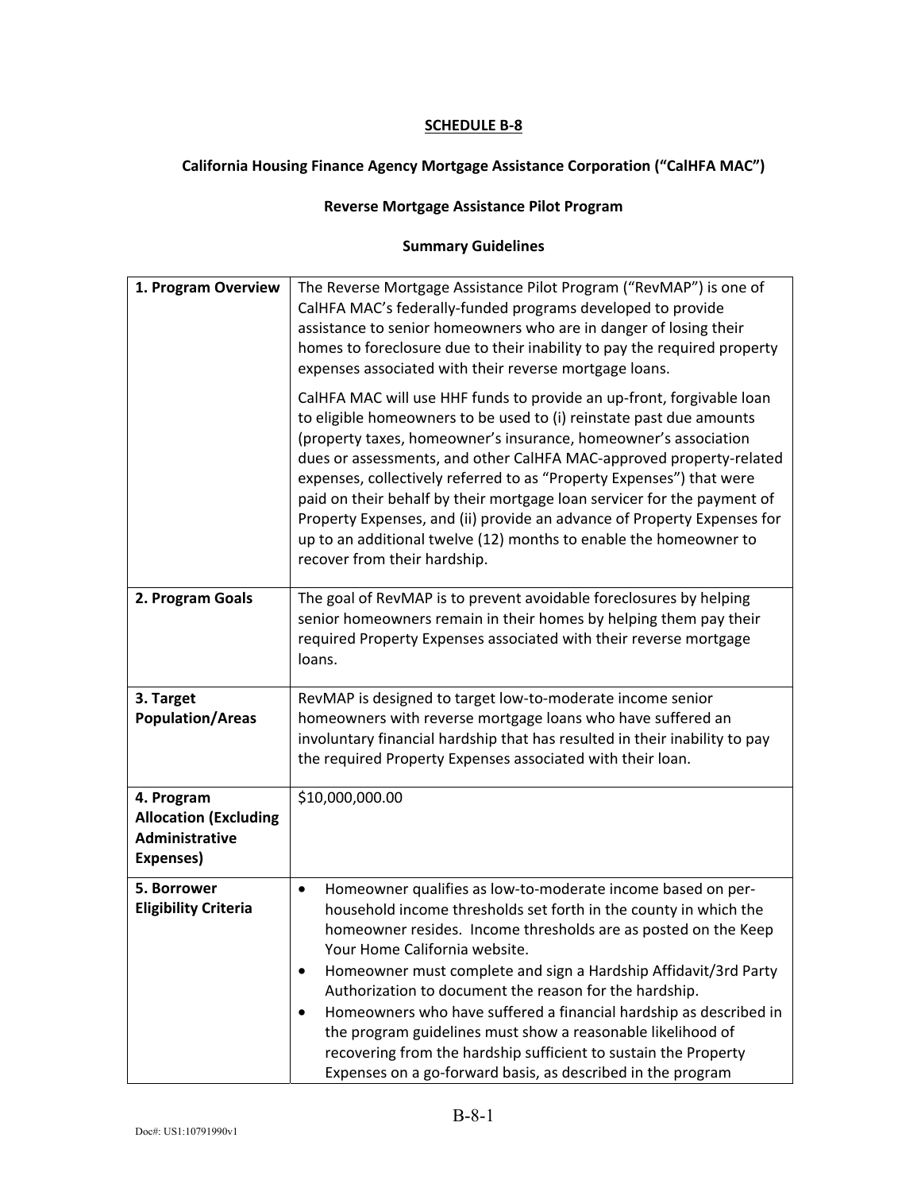**SCHEDULE B-8**

**California Housing Finance Agency Mortgage Assistance Corporation ("CalHFA MAC")**

**Reverse Mortgage Assistance Pilot Program**

**Summary Guidelines**

| | |
|---|---|
| **1. Program Overview** | The Reverse Mortgage Assistance Pilot Program ("RevMAP") is one of CalHFA MAC's federally-funded programs developed to provide assistance to senior homeowners who are in danger of losing their homes to foreclosure due to their inability to pay the required property expenses associated with their reverse mortgage loans.<br><br>CalHFA MAC will use HHF funds to provide an up-front, forgivable loan to eligible homeowners to be used to (i) reinstate past due amounts (property taxes, homeowner's insurance, homeowner's association dues or assessments, and other CalHFA MAC-approved property-related expenses, collectively referred to as "Property Expenses") that were paid on their behalf by their mortgage loan servicer for the payment of Property Expenses, and (ii) provide an advance of Property Expenses for up to an additional twelve (12) months to enable the homeowner to recover from their hardship. |
| **2. Program Goals** | The goal of RevMAP is to prevent avoidable foreclosures by helping senior homeowners remain in their homes by helping them pay their required Property Expenses associated with their reverse mortgage loans. |
| **3. Target Population/Areas** | RevMAP is designed to target low-to-moderate income senior homeowners with reverse mortgage loans who have suffered an involuntary financial hardship that has resulted in their inability to pay the required Property Expenses associated with their loan. |
| **4. Program Allocation (Excluding Administrative Expenses)** | $10,000,000.00 |
| **5. Borrower Eligibility Criteria** | • Homeowner qualifies as low-to-moderate income based on per-household income thresholds set forth in the county in which the homeowner resides. Income thresholds are as posted on the Keep Your Home California website.<br>• Homeowner must complete and sign a Hardship Affidavit/3rd Party Authorization to document the reason for the hardship.<br>• Homeowners who have suffered a financial hardship as described in the program guidelines must show a reasonable likelihood of recovering from the hardship sufficient to sustain the Property Expenses on a go-forward basis, as described in the program |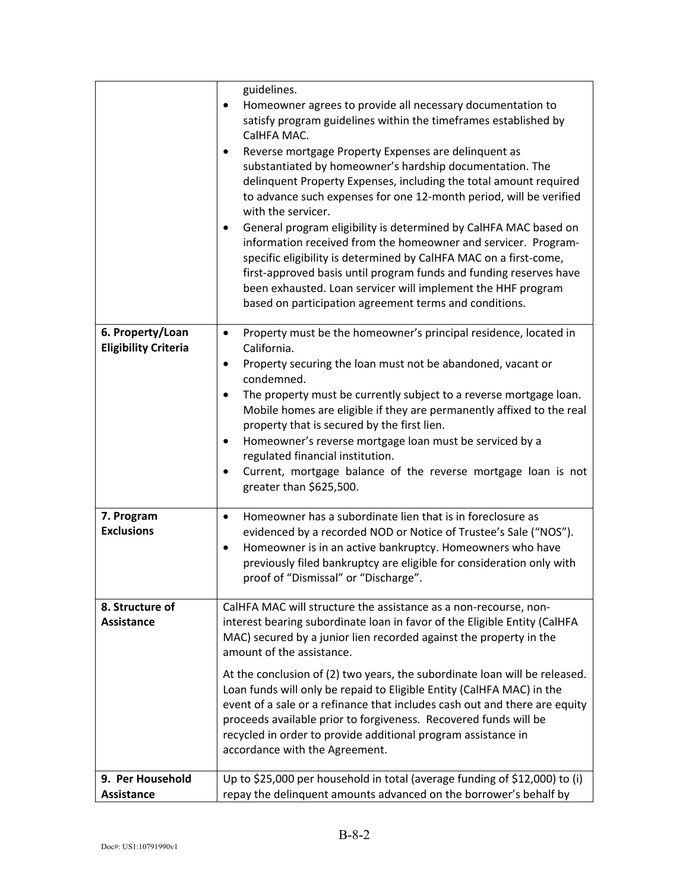| | |
|---|---|
| | guidelines.<br>• Homeowner agrees to provide all necessary documentation to satisfy program guidelines within the timeframes established by CalHFA MAC.<br>• Reverse mortgage Property Expenses are delinquent as substantiated by homeowner's hardship documentation. The delinquent Property Expenses, including the total amount required to advance such expenses for one 12-month period, will be verified with the servicer.<br>• General program eligibility is determined by CalHFA MAC based on information received from the homeowner and servicer. Program-specific eligibility is determined by CalHFA MAC on a first-come, first-approved basis until program funds and funding reserves have been exhausted. Loan servicer will implement the HHF program based on participation agreement terms and conditions. |
| **6. Property/Loan Eligibility Criteria** | • Property must be the homeowner's principal residence, located in California.<br>• Property securing the loan must not be abandoned, vacant or condemned.<br>• The property must be currently subject to a reverse mortgage loan. Mobile homes are eligible if they are permanently affixed to the real property that is secured by the first lien.<br>• Homeowner's reverse mortgage loan must be serviced by a regulated financial institution.<br>• Current, mortgage balance of the reverse mortgage loan is not greater than $625,500. |
| **7. Program Exclusions** | • Homeowner has a subordinate lien that is in foreclosure as evidenced by a recorded NOD or Notice of Trustee's Sale ("NOS").<br>• Homeowner is in an active bankruptcy. Homeowners who have previously filed bankruptcy are eligible for consideration only with proof of "Dismissal" or "Discharge". |
| **8. Structure of Assistance** | CalHFA MAC will structure the assistance as a non-recourse, non-interest bearing subordinate loan in favor of the Eligible Entity (CalHFA MAC) secured by a junior lien recorded against the property in the amount of the assistance.<br><br>At the conclusion of (2) two years, the subordinate loan will be released. Loan funds will only be repaid to Eligible Entity (CalHFA MAC) in the event of a sale or a refinance that includes cash out and there are equity proceeds available prior to forgiveness. Recovered funds will be recycled in order to provide additional program assistance in accordance with the Agreement. |
| **9. Per Household Assistance** | Up to $25,000 per household in total (average funding of $12,000) to (i) repay the delinquent amounts advanced on the borrower's behalf by |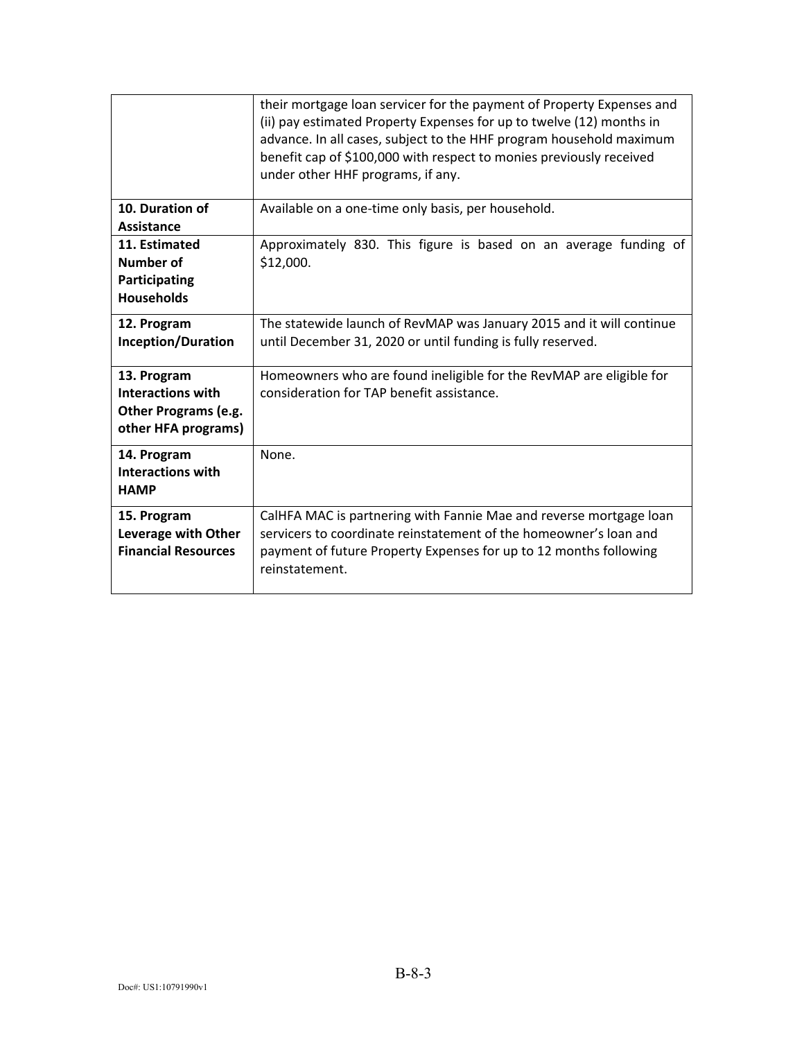| | |
|---|---|
| | their mortgage loan servicer for the payment of Property Expenses and (ii) pay estimated Property Expenses for up to twelve (12) months in advance. In all cases, subject to the HHF program household maximum benefit cap of $100,000 with respect to monies previously received under other HHF programs, if any. |
| **10. Duration of Assistance** | Available on a one-time only basis, per household. |
| **11. Estimated Number of Participating Households** | Approximately 830. This figure is based on an average funding of $12,000. |
| **12. Program Inception/Duration** | The statewide launch of RevMAP was January 2015 and it will continue until December 31, 2020 or until funding is fully reserved. |
| **13. Program Interactions with Other Programs (e.g. other HFA programs)** | Homeowners who are found ineligible for the RevMAP are eligible for consideration for TAP benefit assistance. |
| **14. Program Interactions with HAMP** | None. |
| **15. Program Leverage with Other Financial Resources** | CalHFA MAC is partnering with Fannie Mae and reverse mortgage loan servicers to coordinate reinstatement of the homeowner's loan and payment of future Property Expenses for up to 12 months following reinstatement. |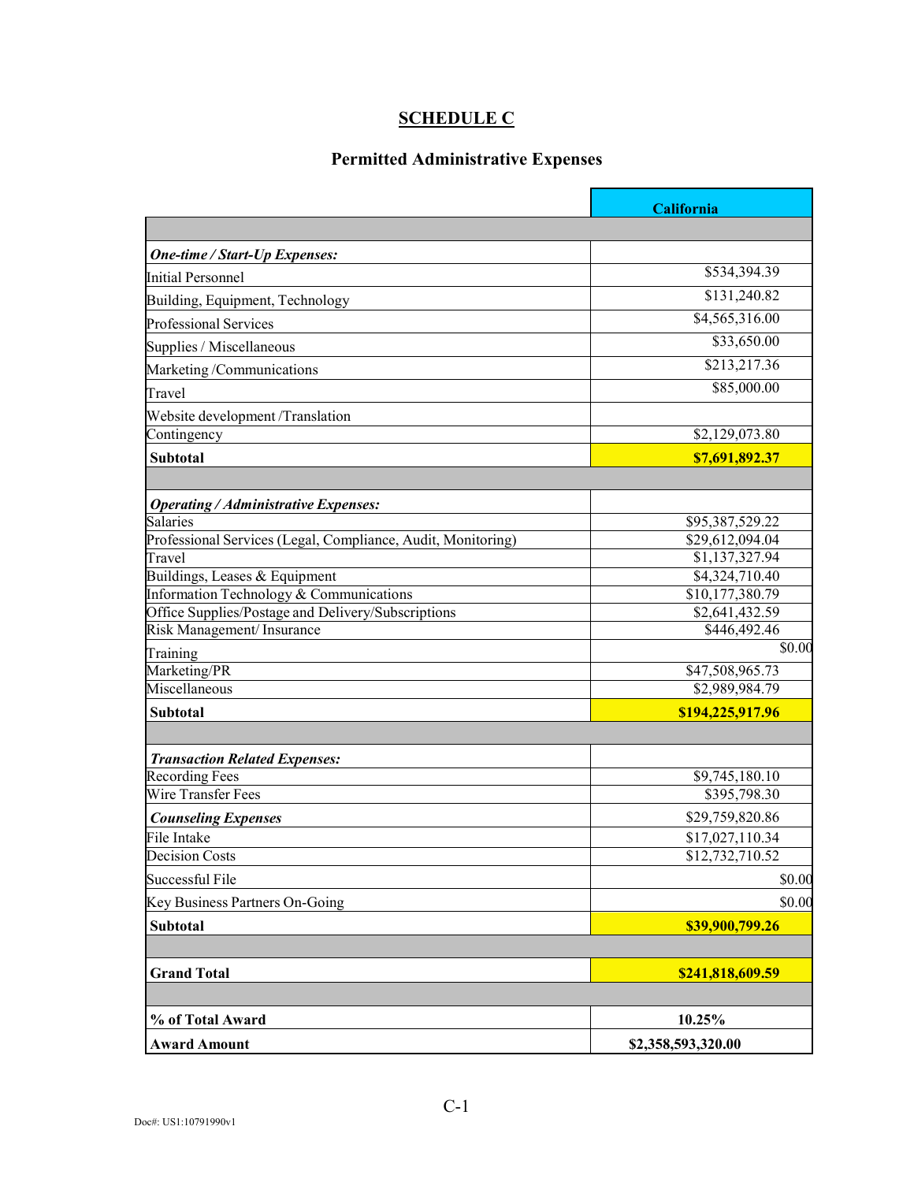## SCHEDULE C

### Permitted Administrative Expenses

| | California |
|---|---|
| | |
| ***One-time / Start-Up Expenses:*** | |
| Initial Personnel | $534,394.39 |
| Building, Equipment, Technology | $131,240.82 |
| Professional Services | $4,565,316.00 |
| Supplies / Miscellaneous | $33,650.00 |
| Marketing /Communications | $213,217.36 |
| Travel | $85,000.00 |
| Website development /Translation | |
| Contingency | $2,129,073.80 |
| **Subtotal** | **$7,691,892.37** |
| | |
| ***Operating / Administrative Expenses:*** | |
| Salaries | $95,387,529.22 |
| Professional Services (Legal, Compliance, Audit, Monitoring) | $29,612,094.04 |
| Travel | $1,137,327.94 |
| Buildings, Leases & Equipment | $4,324,710.40 |
| Information Technology & Communications | $10,177,380.79 |
| Office Supplies/Postage and Delivery/Subscriptions | $2,641,432.59 |
| Risk Management/ Insurance | $446,492.46 |
| Training | $0.00 |
| Marketing/PR | $47,508,965.73 |
| Miscellaneous | $2,989,984.79 |
| **Subtotal** | **$194,225,917.96** |
| | |
| ***Transaction Related Expenses:*** | |
| Recording Fees | $9,745,180.10 |
| Wire Transfer Fees | $395,798.30 |
| ***Counseling Expenses*** | $29,759,820.86 |
| File Intake | $17,027,110.34 |
| Decision Costs | $12,732,710.52 |
| Successful File | $0.00 |
| Key Business Partners On-Going | $0.00 |
| **Subtotal** | **$39,900,799.26** |
| | |
| **Grand Total** | **$241,818,609.59** |
| | |
| **% of Total Award** | **10.25%** |
| **Award Amount** | **$2,358,593,320.00** |

Doc#: US1:10791990v1